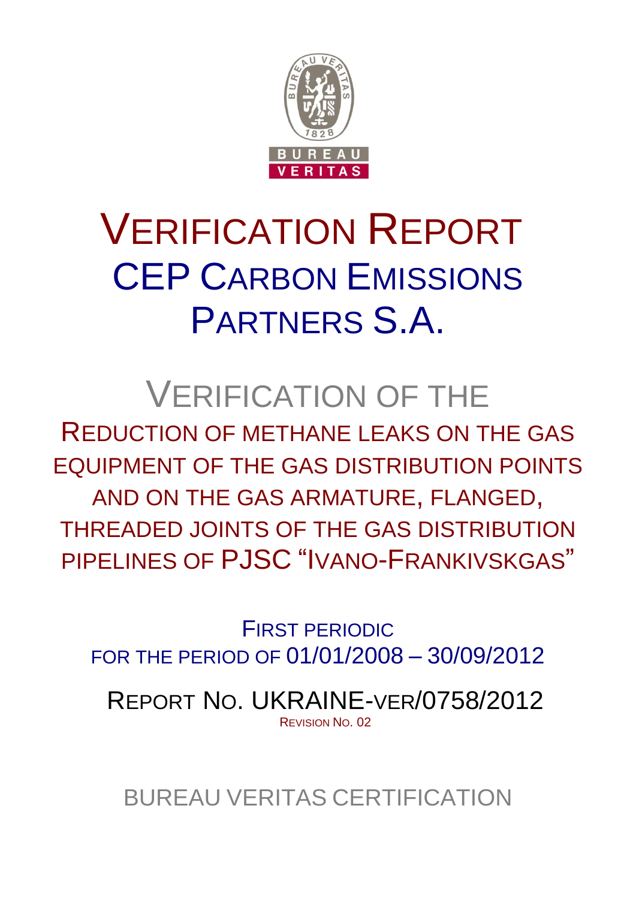# VERIFICATION REPORT

## CEP CARBON EMISSIONS PARTNERS S.A.

## VERIFICATION OF THE

## REDUCTION OF METHANE LEAKS ON THE GAS EQUIPMENT OF THE GAS DISTRIBUTION POINTS AND ON THE GAS ARMATURE, FLANGED, THREADED JOINTS OF THE GAS DISTRIBUTION PIPELINES OF PJSC "IVANO-FRANKIVSKGAS"

FIRST PERIODIC

FOR THE PERIOD OF 01/01/2008 – 30/09/2012

REPORT NO. UKRAINE-VER/0758/2012

REVISION NO. 02

BUREAU VERITAS CERTIFICATION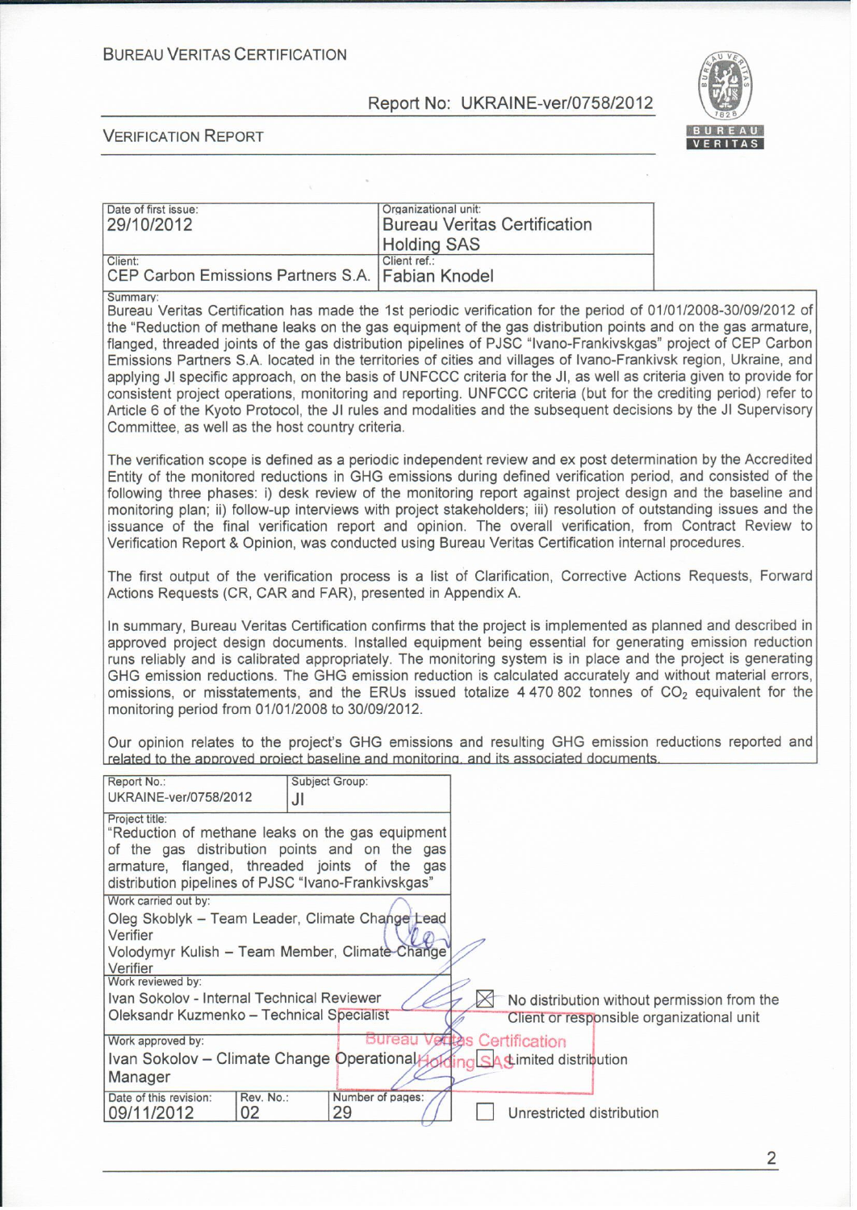BUREAU VERITAS CERTIFICATION

Report No: UKRAINE-ver/0758/2012

VERIFICATION REPORT

| Date of first issue: 29/10/2012 | Organizational unit: Bureau Veritas Certification Holding SAS |
|---|---|
| Client: CEP Carbon Emissions Partners S.A. | Client ref.: Fabian Knodel |

Summary:

Bureau Veritas Certification has made the 1st periodic verification for the period of 01/01/2008-30/09/2012 of the "Reduction of methane leaks on the gas equipment of the gas distribution points and on the gas armature, flanged, threaded joints of the gas distribution pipelines of PJSC "Ivano-Frankivskgas" project of CEP Carbon Emissions Partners S.A. located in the territories of cities and villages of Ivano-Frankivsk region, Ukraine, and applying JI specific approach, on the basis of UNFCCC criteria for the JI, as well as criteria given to provide for consistent project operations, monitoring and reporting. UNFCCC criteria (but for the crediting period) refer to Article 6 of the Kyoto Protocol, the JI rules and modalities and the subsequent decisions by the JI Supervisory Committee, as well as the host country criteria.

The verification scope is defined as a periodic independent review and ex post determination by the Accredited Entity of the monitored reductions in GHG emissions during defined verification period, and consisted of the following three phases: i) desk review of the monitoring report against project design and the baseline and monitoring plan; ii) follow-up interviews with project stakeholders; iii) resolution of outstanding issues and the issuance of the final verification report and opinion. The overall verification, from Contract Review to Verification Report & Opinion, was conducted using Bureau Veritas Certification internal procedures.

The first output of the verification process is a list of Clarification, Corrective Actions Requests, Forward Actions Requests (CR, CAR and FAR), presented in Appendix A.

In summary, Bureau Veritas Certification confirms that the project is implemented as planned and described in approved project design documents. Installed equipment being essential for generating emission reduction runs reliably and is calibrated appropriately. The monitoring system is in place and the project is generating GHG emission reductions. The GHG emission reduction is calculated accurately and without material errors, omissions, or misstatements, and the ERUs issued totalize 4 470 802 tonnes of $CO_2$ equivalent for the monitoring period from 01/01/2008 to 30/09/2012.

Our opinion relates to the project's GHG emissions and resulting GHG emission reductions reported and related to the approved project baseline and monitoring, and its associated documents.

| Report No.: UKRAINE-ver/0758/2012 | Subject Group: JI |
|---|---|
| Project title: "Reduction of methane leaks on the gas equipment of the gas distribution points and on the gas armature, flanged, threaded joints of the gas distribution pipelines of PJSC "Ivano-Frankivskgas" | |
| Work carried out by: Oleg Skoblyk – Team Leader, Climate Change Lead Verifier; Volodymyr Kulish – Team Member, Climate Change Verifier | |
| Work reviewed by: Ivan Sokolov - Internal Technical Reviewer; Oleksandr Kuzmenko – Technical Specialist | |
| Work approved by: Ivan Sokolov – Climate Change Operational Manager | |
| Date of this revision: 09/11/2012 | Rev. No.: 02 | Number of pages: 29 |

☒ No distribution without permission from the Client or responsible organizational unit

☐ Limited distribution

☐ Unrestricted distribution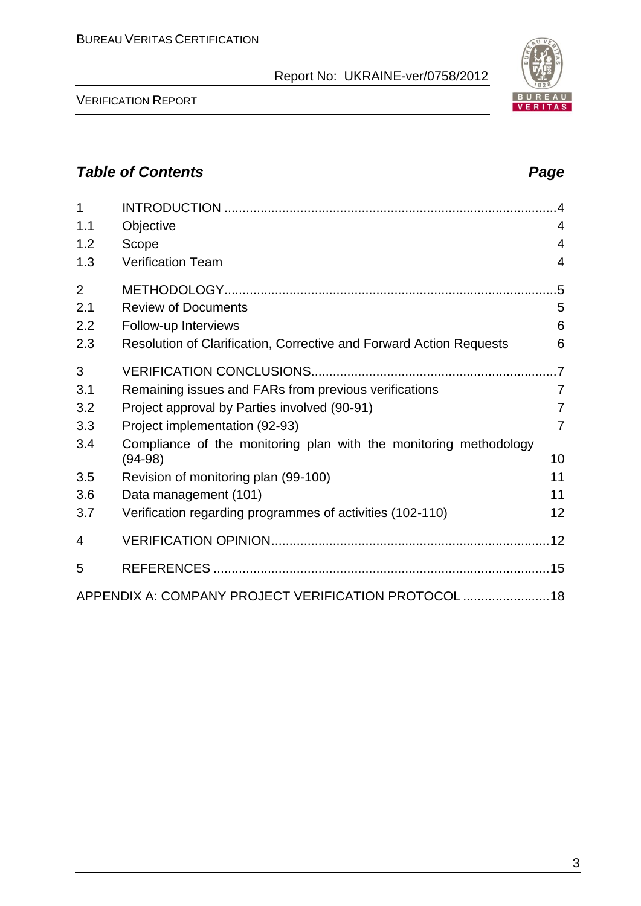## *Table of Contents* — *Page*

| | | |
|---|---|---|
| 1 | INTRODUCTION | 4 |
| 1.1 | Objective | 4 |
| 1.2 | Scope | 4 |
| 1.3 | Verification Team | 4 |
| 2 | METHODOLOGY | 5 |
| 2.1 | Review of Documents | 5 |
| 2.2 | Follow-up Interviews | 6 |
| 2.3 | Resolution of Clarification, Corrective and Forward Action Requests | 6 |
| 3 | VERIFICATION CONCLUSIONS | 7 |
| 3.1 | Remaining issues and FARs from previous verifications | 7 |
| 3.2 | Project approval by Parties involved (90-91) | 7 |
| 3.3 | Project implementation (92-93) | 7 |
| 3.4 | Compliance of the monitoring plan with the monitoring methodology (94-98) | 10 |
| 3.5 | Revision of monitoring plan (99-100) | 11 |
| 3.6 | Data management (101) | 11 |
| 3.7 | Verification regarding programmes of activities (102-110) | 12 |
| 4 | VERIFICATION OPINION | 12 |
| 5 | REFERENCES | 15 |
| | APPENDIX A: COMPANY PROJECT VERIFICATION PROTOCOL | 18 |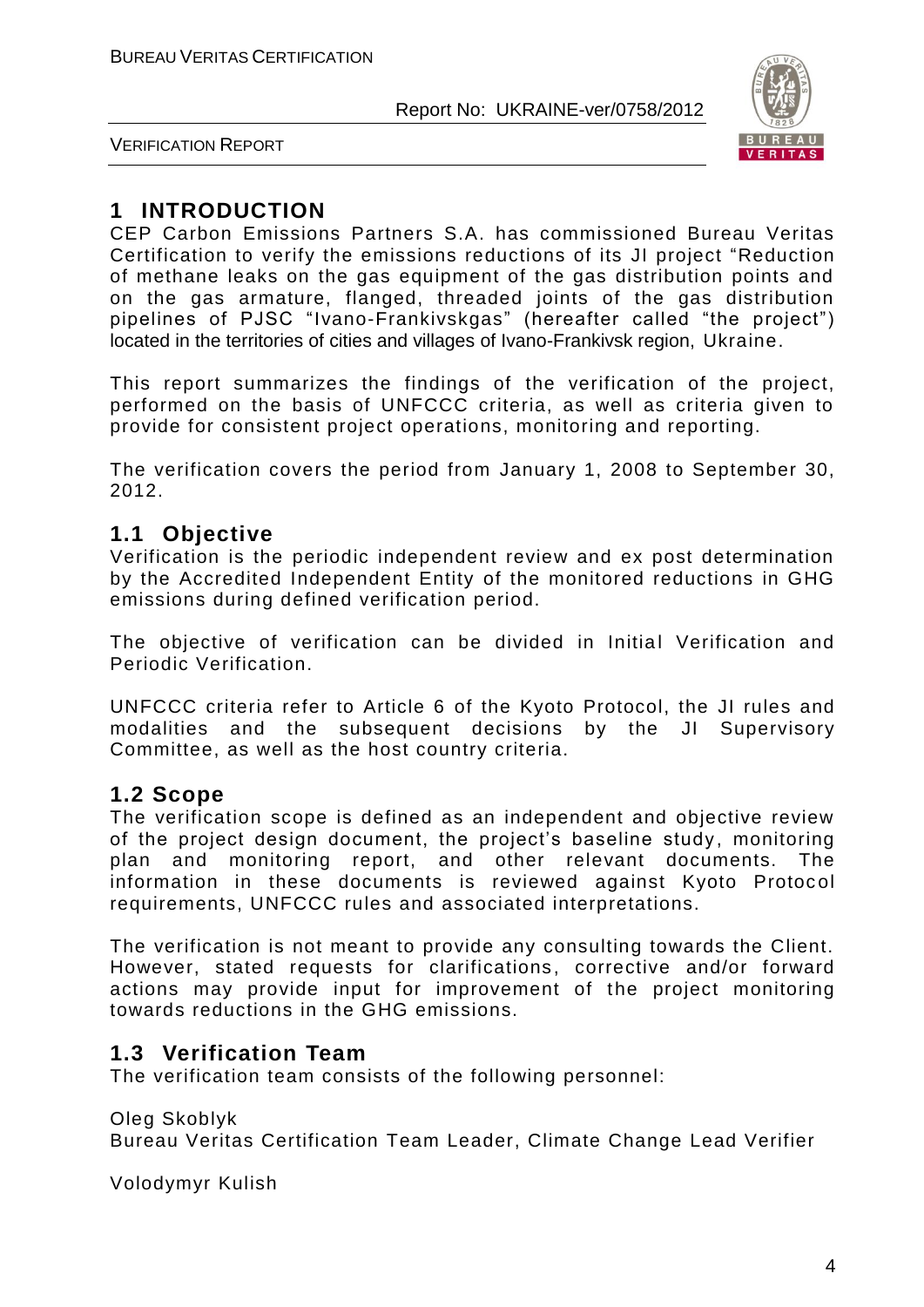# 1 INTRODUCTION

CEP Carbon Emissions Partners S.A. has commissioned Bureau Veritas Certification to verify the emissions reductions of its JI project "Reduction of methane leaks on the gas equipment of the gas distribution points and on the gas armature, flanged, threaded joints of the gas distribution pipelines of PJSC "Ivano-Frankivskgas" (hereafter called "the project") located in the territories of cities and villages of Ivano-Frankivsk region, Ukraine.

This report summarizes the findings of the verification of the project, performed on the basis of UNFCCC criteria, as well as criteria given to provide for consistent project operations, monitoring and reporting.

The verification covers the period from January 1, 2008 to September 30, 2012.

## 1.1 Objective

Verification is the periodic independent review and ex post determination by the Accredited Independent Entity of the monitored reductions in GHG emissions during defined verification period.

The objective of verification can be divided in Initial Verification and Periodic Verification.

UNFCCC criteria refer to Article 6 of the Kyoto Protocol, the JI rules and modalities and the subsequent decisions by the JI Supervisory Committee, as well as the host country criteria.

## 1.2 Scope

The verification scope is defined as an independent and objective review of the project design document, the project's baseline study, monitoring plan and monitoring report, and other relevant documents. The information in these documents is reviewed against Kyoto Protocol requirements, UNFCCC rules and associated interpretations.

The verification is not meant to provide any consulting towards the Client. However, stated requests for clarifications, corrective and/or forward actions may provide input for improvement of the project monitoring towards reductions in the GHG emissions.

## 1.3 Verification Team

The verification team consists of the following personnel:

Oleg Skoblyk
Bureau Veritas Certification Team Leader, Climate Change Lead Verifier

Volodymyr Kulish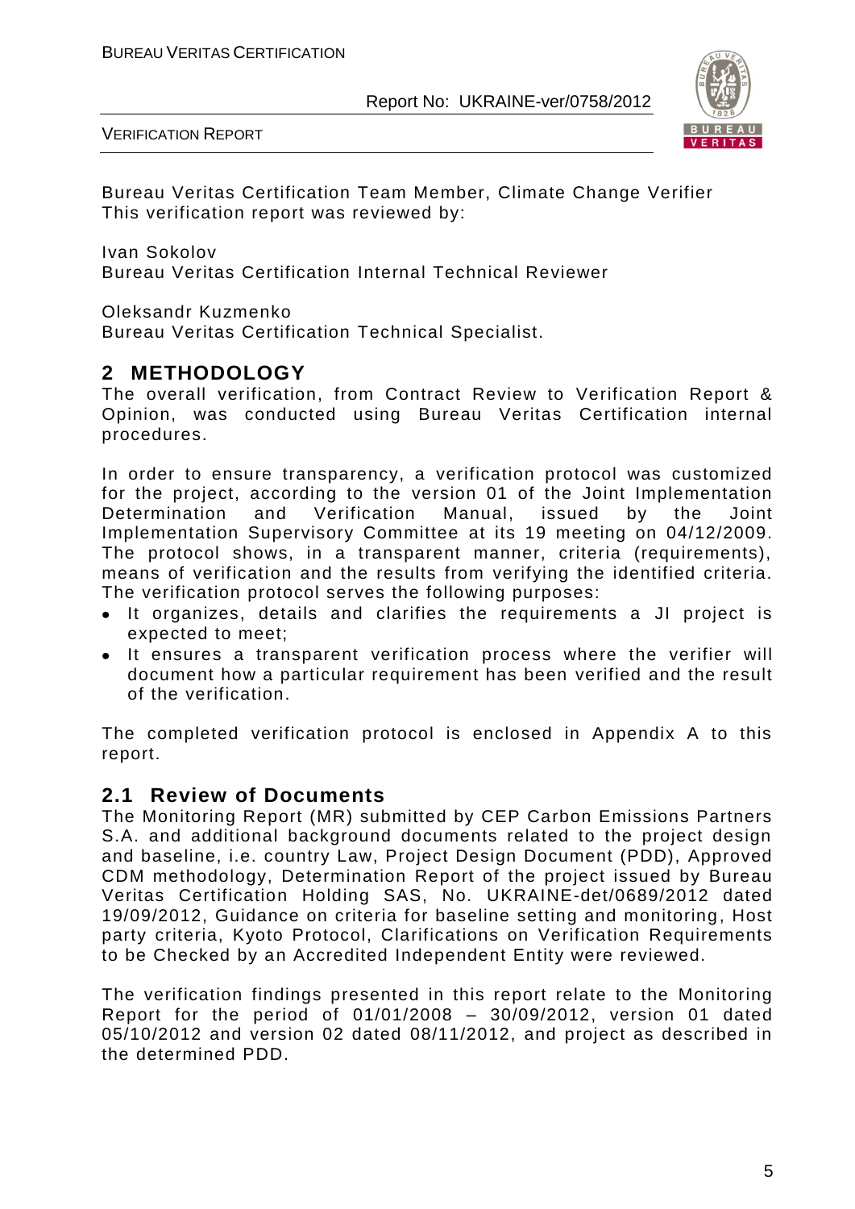Bureau Veritas Certification Team Member, Climate Change Verifier
This verification report was reviewed by:

Ivan Sokolov
Bureau Veritas Certification Internal Technical Reviewer

Oleksandr Kuzmenko
Bureau Veritas Certification Technical Specialist.

## 2 METHODOLOGY

The overall verification, from Contract Review to Verification Report & Opinion, was conducted using Bureau Veritas Certification internal procedures.

In order to ensure transparency, a verification protocol was customized for the project, according to the version 01 of the Joint Implementation Determination and Verification Manual, issued by the Joint Implementation Supervisory Committee at its 19 meeting on 04/12/2009. The protocol shows, in a transparent manner, criteria (requirements), means of verification and the results from verifying the identified criteria. The verification protocol serves the following purposes:

- It organizes, details and clarifies the requirements a JI project is expected to meet;
- It ensures a transparent verification process where the verifier will document how a particular requirement has been verified and the result of the verification.

The completed verification protocol is enclosed in Appendix A to this report.

### 2.1 Review of Documents

The Monitoring Report (MR) submitted by CEP Carbon Emissions Partners S.A. and additional background documents related to the project design and baseline, i.e. country Law, Project Design Document (PDD), Approved CDM methodology, Determination Report of the project issued by Bureau Veritas Certification Holding SAS, No. UKRAINE-det/0689/2012 dated 19/09/2012, Guidance on criteria for baseline setting and monitoring, Host party criteria, Kyoto Protocol, Clarifications on Verification Requirements to be Checked by an Accredited Independent Entity were reviewed.

The verification findings presented in this report relate to the Monitoring Report for the period of 01/01/2008 – 30/09/2012, version 01 dated 05/10/2012 and version 02 dated 08/11/2012, and project as described in the determined PDD.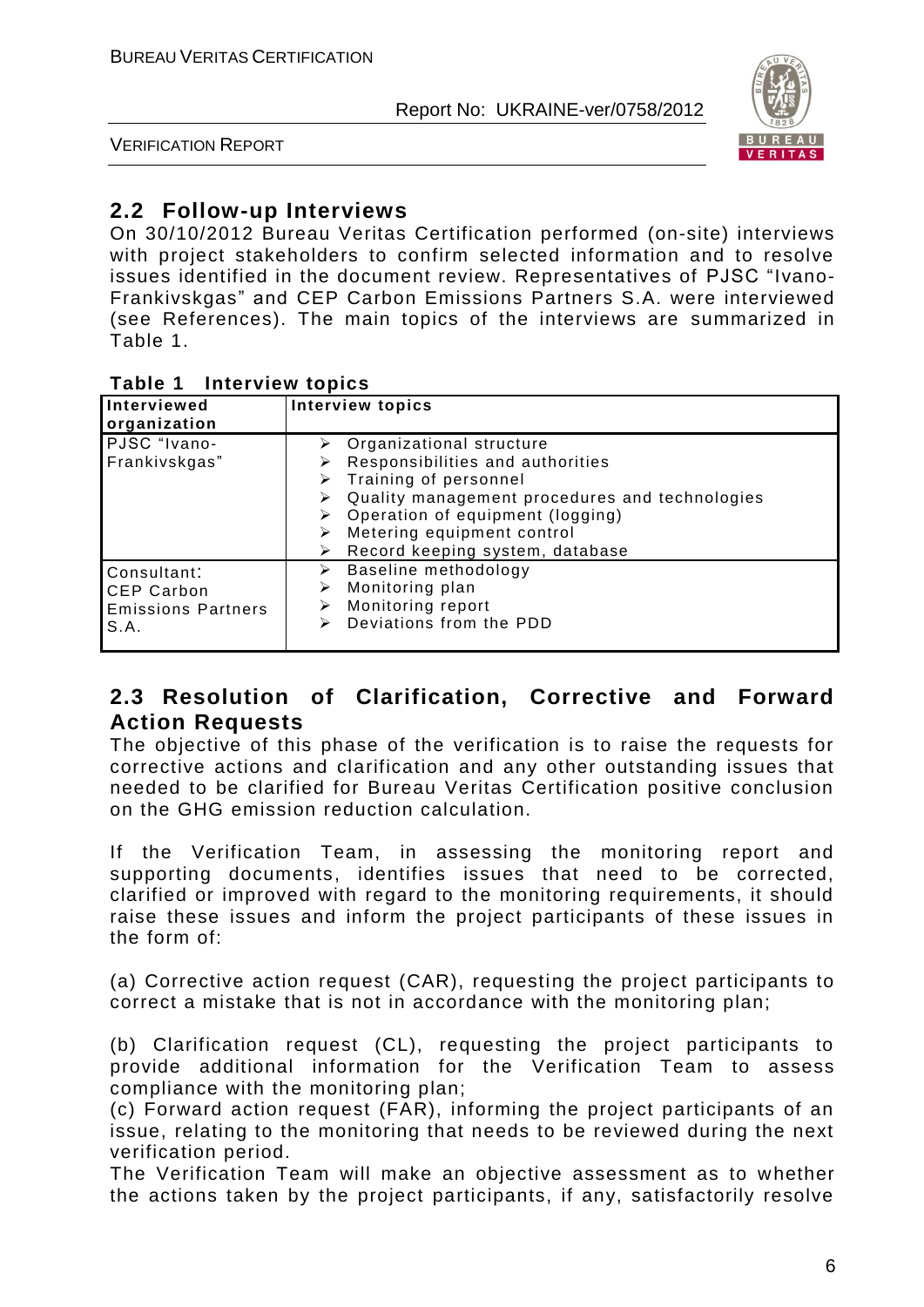## 2.2 Follow-up Interviews

On 30/10/2012 Bureau Veritas Certification performed (on-site) interviews with project stakeholders to confirm selected information and to resolve issues identified in the document review. Representatives of PJSC "Ivano-Frankivskgas" and CEP Carbon Emissions Partners S.A. were interviewed (see References). The main topics of the interviews are summarized in Table 1.

**Table 1 Interview topics**

| Interviewed organization | Interview topics |
|---|---|
| PJSC "Ivano-Frankivskgas" | ➢ Organizational structure<br>➢ Responsibilities and authorities<br>➢ Training of personnel<br>➢ Quality management procedures and technologies<br>➢ Operation of equipment (logging)<br>➢ Metering equipment control<br>➢ Record keeping system, database |
| Consultant: CEP Carbon Emissions Partners S.A. | ➢ Baseline methodology<br>➢ Monitoring plan<br>➢ Monitoring report<br>➢ Deviations from the PDD |

## 2.3 Resolution of Clarification, Corrective and Forward Action Requests

The objective of this phase of the verification is to raise the requests for corrective actions and clarification and any other outstanding issues that needed to be clarified for Bureau Veritas Certification positive conclusion on the GHG emission reduction calculation.

If the Verification Team, in assessing the monitoring report and supporting documents, identifies issues that need to be corrected, clarified or improved with regard to the monitoring requirements, it should raise these issues and inform the project participants of these issues in the form of:

(a) Corrective action request (CAR), requesting the project participants to correct a mistake that is not in accordance with the monitoring plan;

(b) Clarification request (CL), requesting the project participants to provide additional information for the Verification Team to assess compliance with the monitoring plan;
(c) Forward action request (FAR), informing the project participants of an issue, relating to the monitoring that needs to be reviewed during the next verification period.
The Verification Team will make an objective assessment as to whether the actions taken by the project participants, if any, satisfactorily resolve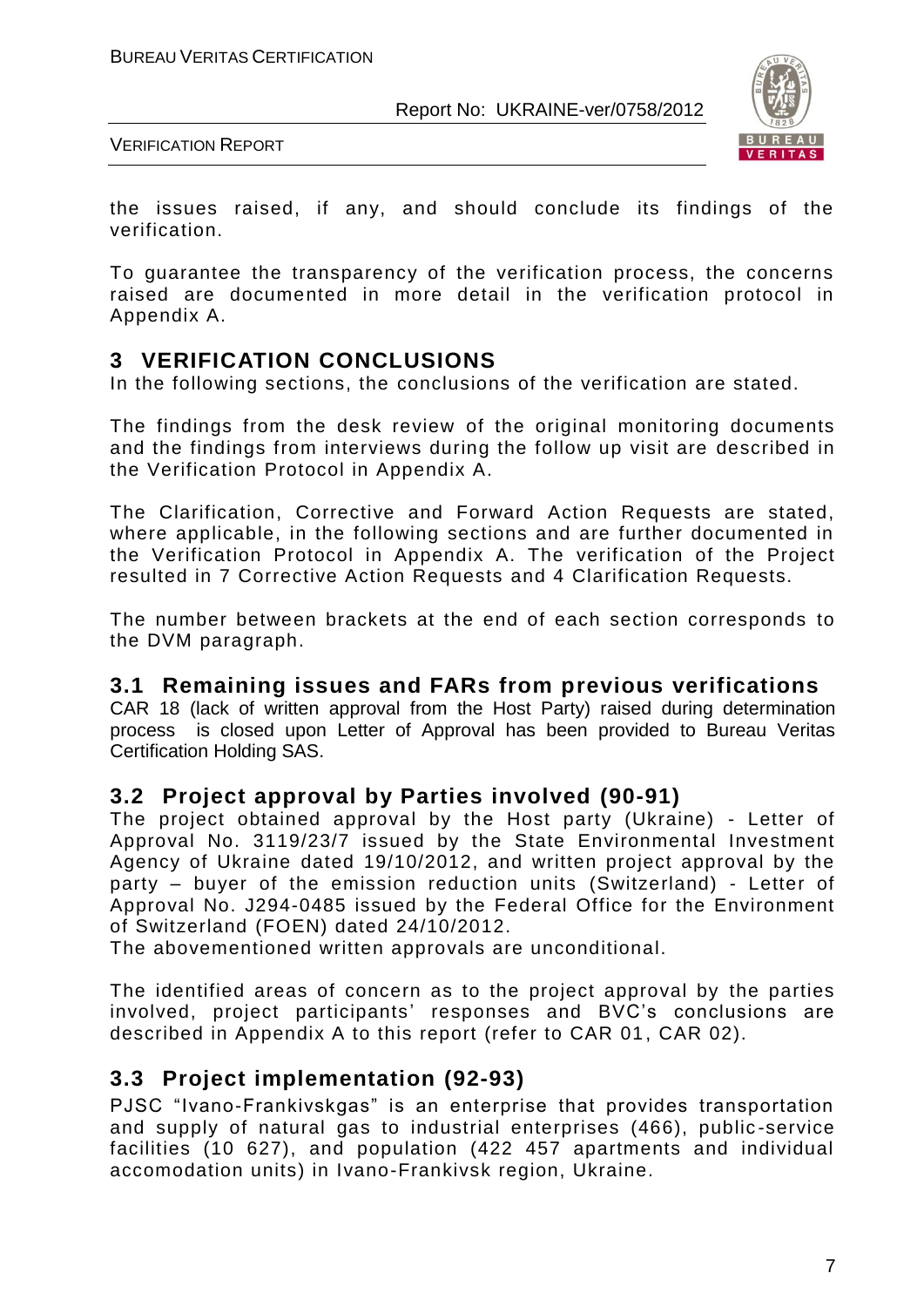the issues raised, if any, and should conclude its findings of the verification.

To guarantee the transparency of the verification process, the concerns raised are documented in more detail in the verification protocol in Appendix A.

# 3 VERIFICATION CONCLUSIONS

In the following sections, the conclusions of the verification are stated.

The findings from the desk review of the original monitoring documents and the findings from interviews during the follow up visit are described in the Verification Protocol in Appendix A.

The Clarification, Corrective and Forward Action Requests are stated, where applicable, in the following sections and are further documented in the Verification Protocol in Appendix A. The verification of the Project resulted in 7 Corrective Action Requests and 4 Clarification Requests.

The number between brackets at the end of each section corresponds to the DVM paragraph.

## 3.1 Remaining issues and FARs from previous verifications

CAR 18 (lack of written approval from the Host Party) raised during determination process is closed upon Letter of Approval has been provided to Bureau Veritas Certification Holding SAS.

## 3.2 Project approval by Parties involved (90-91)

The project obtained approval by the Host party (Ukraine) - Letter of Approval No. 3119/23/7 issued by the State Environmental Investment Agency of Ukraine dated 19/10/2012, and written project approval by the party – buyer of the emission reduction units (Switzerland) - Letter of Approval No. J294-0485 issued by the Federal Office for the Environment of Switzerland (FOEN) dated 24/10/2012.

The abovementioned written approvals are unconditional.

The identified areas of concern as to the project approval by the parties involved, project participants' responses and BVC's conclusions are described in Appendix A to this report (refer to CAR 01, CAR 02).

## 3.3 Project implementation (92-93)

PJSC "Ivano-Frankivskgas" is an enterprise that provides transportation and supply of natural gas to industrial enterprises (466), public-service facilities (10 627), and population (422 457 apartments and individual accomodation units) in Ivano-Frankivsk region, Ukraine.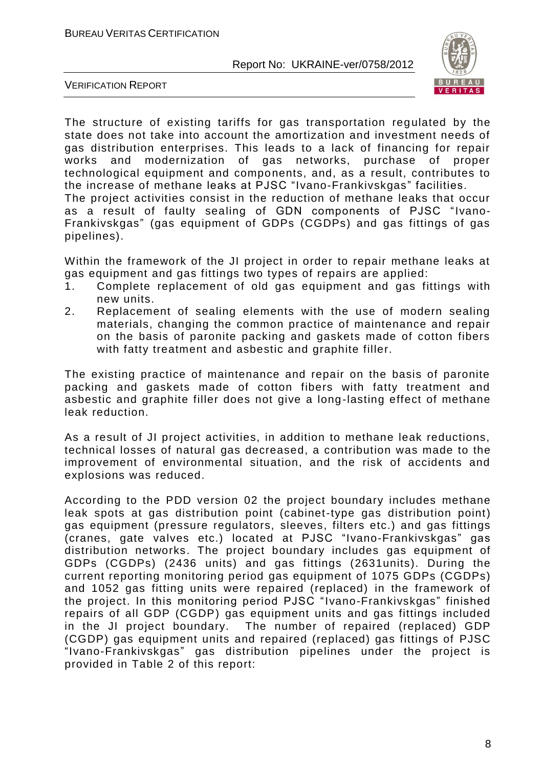The structure of existing tariffs for gas transportation regulated by the state does not take into account the amortization and investment needs of gas distribution enterprises. This leads to a lack of financing for repair works and modernization of gas networks, purchase of proper technological equipment and components, and, as a result, contributes to the increase of methane leaks at PJSC "Ivano-Frankivskgas" facilities.
The project activities consist in the reduction of methane leaks that occur as a result of faulty sealing of GDN components of PJSC "Ivano-Frankivskgas" (gas equipment of GDPs (CGDPs) and gas fittings of gas pipelines).

Within the framework of the JI project in order to repair methane leaks at gas equipment and gas fittings two types of repairs are applied:

1. Complete replacement of old gas equipment and gas fittings with new units.
2. Replacement of sealing elements with the use of modern sealing materials, changing the common practice of maintenance and repair on the basis of paronite packing and gaskets made of cotton fibers with fatty treatment and asbestic and graphite filler.

The existing practice of maintenance and repair on the basis of paronite packing and gaskets made of cotton fibers with fatty treatment and asbestic and graphite filler does not give a long-lasting effect of methane leak reduction.

As a result of JI project activities, in addition to methane leak reductions, technical losses of natural gas decreased, a contribution was made to the improvement of environmental situation, and the risk of accidents and explosions was reduced.

According to the PDD version 02 the project boundary includes methane leak spots at gas distribution point (cabinet-type gas distribution point) gas equipment (pressure regulators, sleeves, filters etc.) and gas fittings (cranes, gate valves etc.) located at PJSC "Ivano-Frankivskgas" gas distribution networks. The project boundary includes gas equipment of GDPs (CGDPs) (2436 units) and gas fittings (2631units). During the current reporting monitoring period gas equipment of 1075 GDPs (CGDPs) and 1052 gas fitting units were repaired (replaced) in the framework of the project. In this monitoring period PJSC "Ivano-Frankivskgas" finished repairs of all GDP (CGDP) gas equipment units and gas fittings included in the JI project boundary. The number of repaired (replaced) GDP (CGDP) gas equipment units and repaired (replaced) gas fittings of PJSC "Ivano-Frankivskgas" gas distribution pipelines under the project is provided in Table 2 of this report: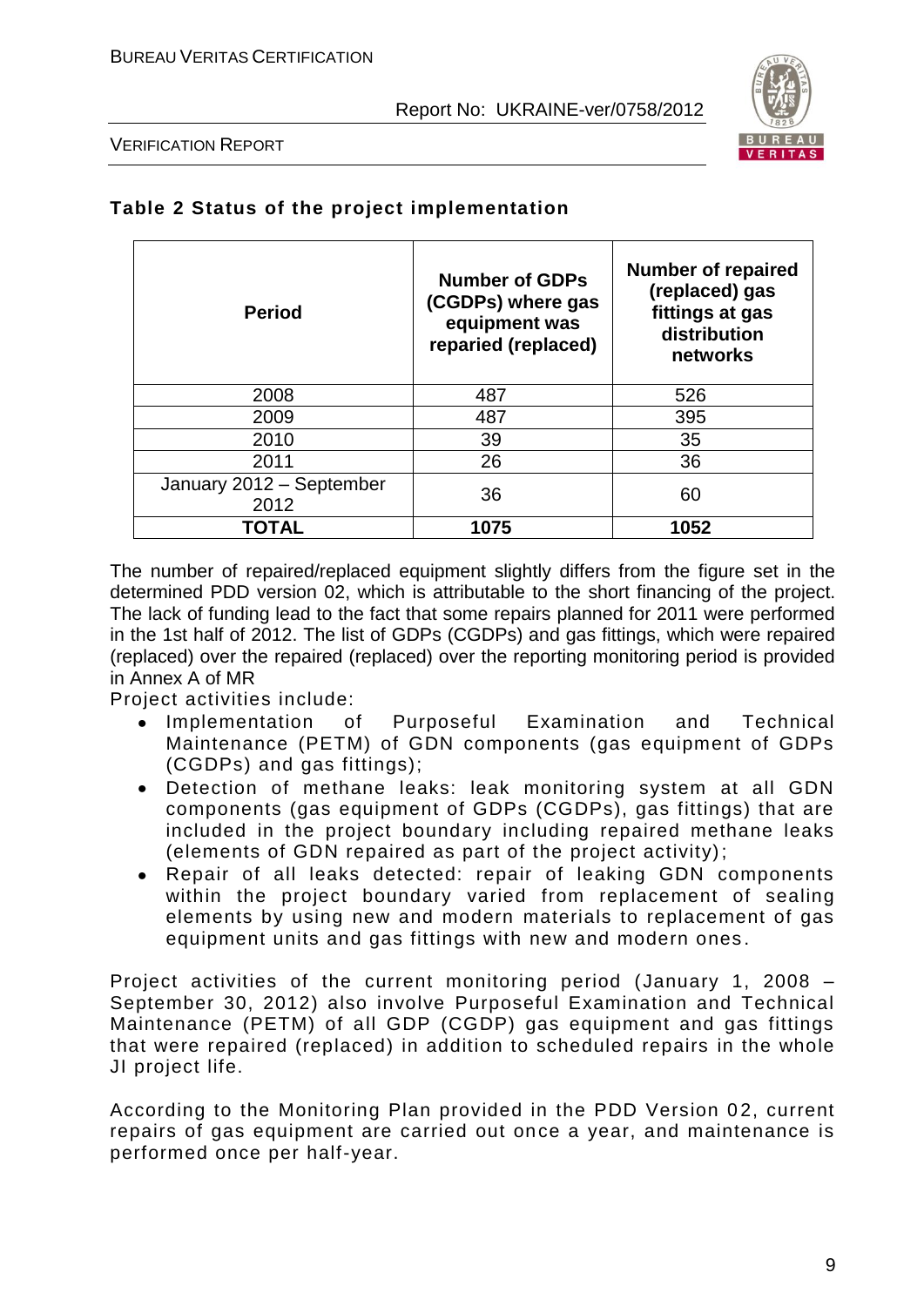**Table 2 Status of the project implementation**

| Period | Number of GDPs (CGDPs) where gas equipment was reparied (replaced) | Number of repaired (replaced) gas fittings at gas distribution networks |
|---|---|---|
| 2008 | 487 | 526 |
| 2009 | 487 | 395 |
| 2010 | 39 | 35 |
| 2011 | 26 | 36 |
| January 2012 – September 2012 | 36 | 60 |
| **TOTAL** | **1075** | **1052** |

The number of repaired/replaced equipment slightly differs from the figure set in the determined PDD version 02, which is attributable to the short financing of the project. The lack of funding lead to the fact that some repairs planned for 2011 were performed in the 1st half of 2012. The list of GDPs (CGDPs) and gas fittings, which were repaired (replaced) over the repaired (replaced) over the reporting monitoring period is provided in Annex A of MR

Project activities include:

- Implementation of Purposeful Examination and Technical Maintenance (PETM) of GDN components (gas equipment of GDPs (CGDPs) and gas fittings);
- Detection of methane leaks: leak monitoring system at all GDN components (gas equipment of GDPs (CGDPs), gas fittings) that are included in the project boundary including repaired methane leaks (elements of GDN repaired as part of the project activity);
- Repair of all leaks detected: repair of leaking GDN components within the project boundary varied from replacement of sealing elements by using new and modern materials to replacement of gas equipment units and gas fittings with new and modern ones.

Project activities of the current monitoring period (January 1, 2008 – September 30, 2012) also involve Purposeful Examination and Technical Maintenance (PETM) of all GDP (CGDP) gas equipment and gas fittings that were repaired (replaced) in addition to scheduled repairs in the whole JI project life.

According to the Monitoring Plan provided in the PDD Version 02, current repairs of gas equipment are carried out once a year, and maintenance is performed once per half-year.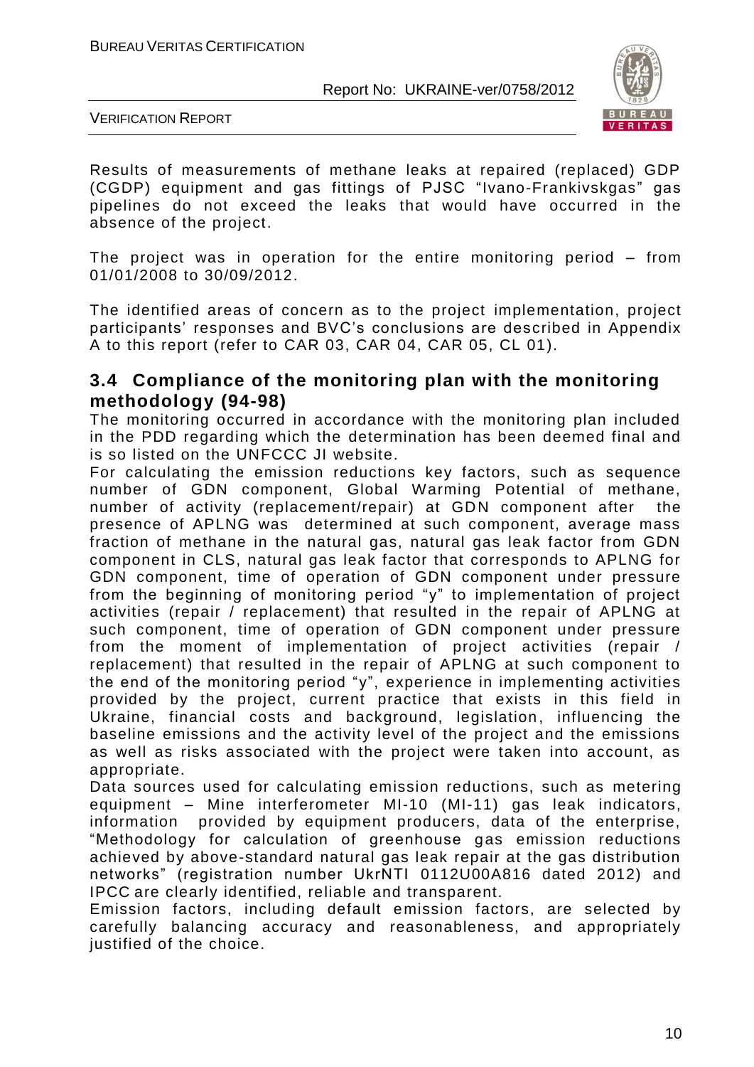Results of measurements of methane leaks at repaired (replaced) GDP (CGDP) equipment and gas fittings of PJSC "Ivano-Frankivskgas" gas pipelines do not exceed the leaks that would have occurred in the absence of the project.

The project was in operation for the entire monitoring period – from 01/01/2008 to 30/09/2012.

The identified areas of concern as to the project implementation, project participants' responses and BVC's conclusions are described in Appendix A to this report (refer to CAR 03, CAR 04, CAR 05, CL 01).

## 3.4 Compliance of the monitoring plan with the monitoring methodology (94-98)

The monitoring occurred in accordance with the monitoring plan included in the PDD regarding which the determination has been deemed final and is so listed on the UNFCCC JI website.

For calculating the emission reductions key factors, such as sequence number of GDN component, Global Warming Potential of methane, number of activity (replacement/repair) at GDN component after the presence of APLNG was determined at such component, average mass fraction of methane in the natural gas, natural gas leak factor from GDN component in CLS, natural gas leak factor that corresponds to APLNG for GDN component, time of operation of GDN component under pressure from the beginning of monitoring period "y" to implementation of project activities (repair / replacement) that resulted in the repair of APLNG at such component, time of operation of GDN component under pressure from the moment of implementation of project activities (repair / replacement) that resulted in the repair of APLNG at such component to the end of the monitoring period "y", experience in implementing activities provided by the project, current practice that exists in this field in Ukraine, financial costs and background, legislation, influencing the baseline emissions and the activity level of the project and the emissions as well as risks associated with the project were taken into account, as appropriate.

Data sources used for calculating emission reductions, such as metering equipment – Mine interferometer MI-10 (MI-11) gas leak indicators, information provided by equipment producers, data of the enterprise, "Methodology for calculation of greenhouse gas emission reductions achieved by above-standard natural gas leak repair at the gas distribution networks" (registration number UkrNTI 0112U00A816 dated 2012) and IPCC are clearly identified, reliable and transparent.

Emission factors, including default emission factors, are selected by carefully balancing accuracy and reasonableness, and appropriately justified of the choice.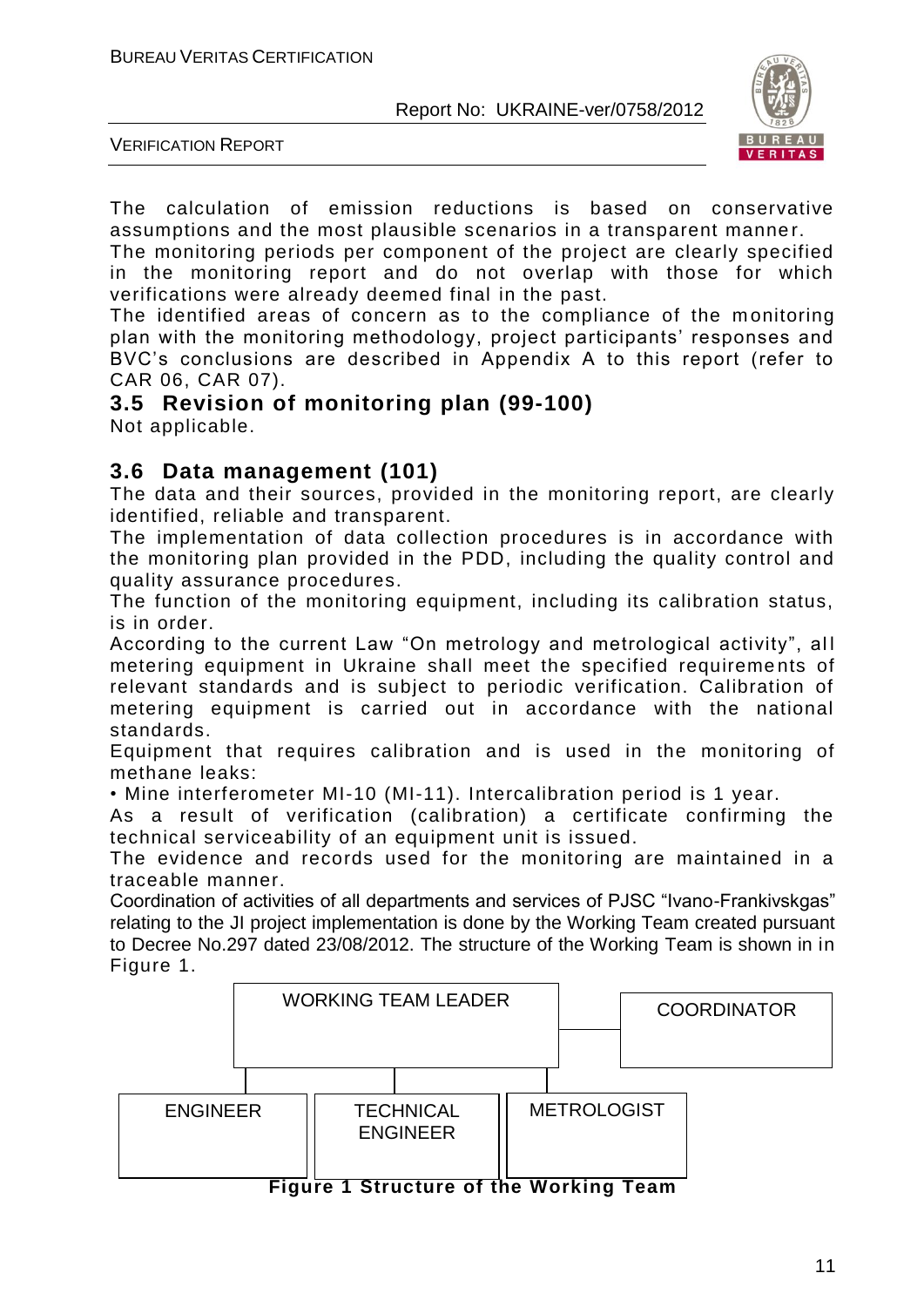The calculation of emission reductions is based on conservative assumptions and the most plausible scenarios in a transparent manner.
The monitoring periods per component of the project are clearly specified in the monitoring report and do not overlap with those for which verifications were already deemed final in the past.
The identified areas of concern as to the compliance of the monitoring plan with the monitoring methodology, project participants' responses and BVC's conclusions are described in Appendix A to this report (refer to CAR 06, CAR 07).

## 3.5 Revision of monitoring plan (99-100)

Not applicable.

## 3.6 Data management (101)

The data and their sources, provided in the monitoring report, are clearly identified, reliable and transparent.
The implementation of data collection procedures is in accordance with the monitoring plan provided in the PDD, including the quality control and quality assurance procedures.
The function of the monitoring equipment, including its calibration status, is in order.
According to the current Law "On metrology and metrological activity", all metering equipment in Ukraine shall meet the specified requirements of relevant standards and is subject to periodic verification. Calibration of metering equipment is carried out in accordance with the national standards.
Equipment that requires calibration and is used in the monitoring of methane leaks:

• Mine interferometer MI-10 (MI-11). Intercalibration period is 1 year.

As a result of verification (calibration) a certificate confirming the technical serviceability of an equipment unit is issued.
The evidence and records used for the monitoring are maintained in a traceable manner.
Coordination of activities of all departments and services of PJSC "Ivano-Frankivskgas" relating to the JI project implementation is done by the Working Team created pursuant to Decree No.297 dated 23/08/2012. The structure of the Working Team is shown in in Figure 1.

WORKING TEAM LEADER — COORDINATOR

ENGINEER | TECHNICAL ENGINEER | METROLOGIST

**Figure 1 Structure of the Working Team**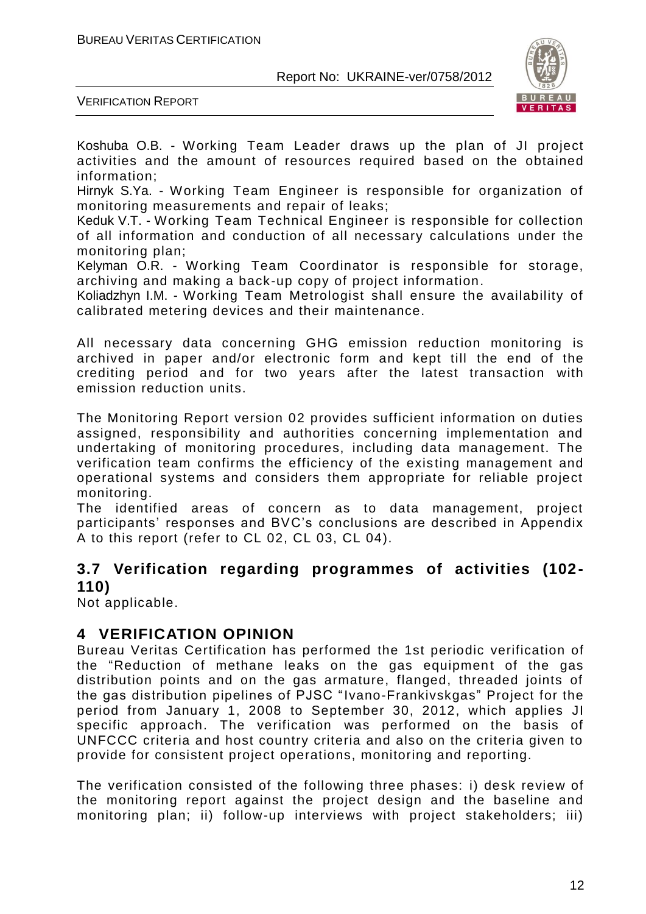Koshuba O.B. - Working Team Leader draws up the plan of JI project activities and the amount of resources required based on the obtained information;
Hirnyk S.Ya. - Working Team Engineer is responsible for organization of monitoring measurements and repair of leaks;
Keduk V.T. - Working Team Technical Engineer is responsible for collection of all information and conduction of all necessary calculations under the monitoring plan;
Kelyman O.R. - Working Team Coordinator is responsible for storage, archiving and making a back-up copy of project information.
Koliadzhyn I.M. - Working Team Metrologist shall ensure the availability of calibrated metering devices and their maintenance.

All necessary data concerning GHG emission reduction monitoring is archived in paper and/or electronic form and kept till the end of the crediting period and for two years after the latest transaction with emission reduction units.

The Monitoring Report version 02 provides sufficient information on duties assigned, responsibility and authorities concerning implementation and undertaking of monitoring procedures, including data management. The verification team confirms the efficiency of the existing management and operational systems and considers them appropriate for reliable project monitoring.
The identified areas of concern as to data management, project participants' responses and BVC's conclusions are described in Appendix A to this report (refer to CL 02, CL 03, CL 04).

## 3.7 Verification regarding programmes of activities (102-110)

Not applicable.

# 4 VERIFICATION OPINION

Bureau Veritas Certification has performed the 1st periodic verification of the "Reduction of methane leaks on the gas equipment of the gas distribution points and on the gas armature, flanged, threaded joints of the gas distribution pipelines of PJSC "Ivano-Frankivskgas" Project for the period from January 1, 2008 to September 30, 2012, which applies JI specific approach. The verification was performed on the basis of UNFCCC criteria and host country criteria and also on the criteria given to provide for consistent project operations, monitoring and reporting.

The verification consisted of the following three phases: i) desk review of the monitoring report against the project design and the baseline and monitoring plan; ii) follow-up interviews with project stakeholders; iii)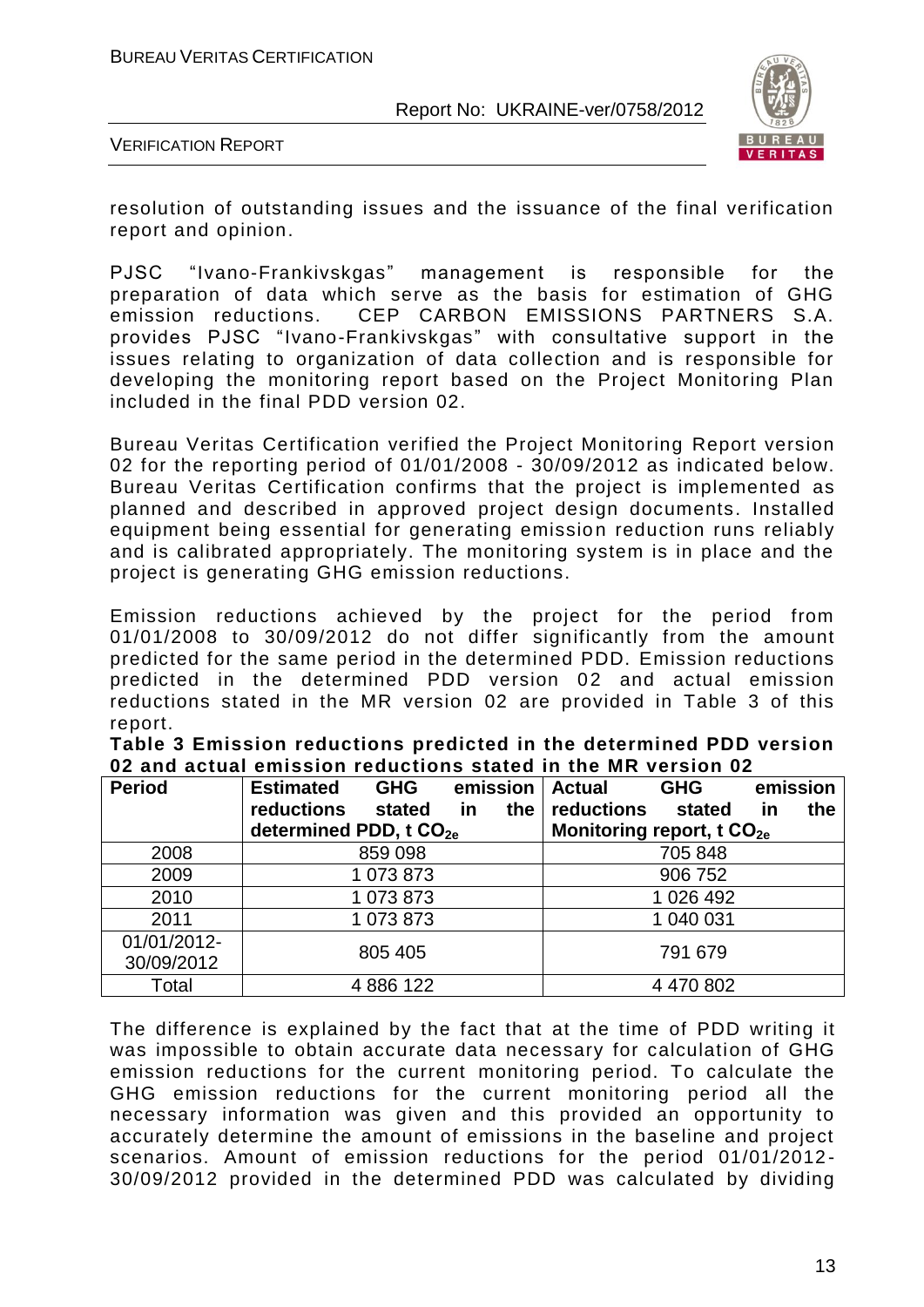resolution of outstanding issues and the issuance of the final verification report and opinion.

PJSC "Ivano-Frankivskgas" management is responsible for the preparation of data which serve as the basis for estimation of GHG emission reductions. CEP CARBON EMISSIONS PARTNERS S.A. provides PJSC "Ivano-Frankivskgas" with consultative support in the issues relating to organization of data collection and is responsible for developing the monitoring report based on the Project Monitoring Plan included in the final PDD version 02.

Bureau Veritas Certification verified the Project Monitoring Report version 02 for the reporting period of 01/01/2008 - 30/09/2012 as indicated below. Bureau Veritas Certification confirms that the project is implemented as planned and described in approved project design documents. Installed equipment being essential for generating emission reduction runs reliably and is calibrated appropriately. The monitoring system is in place and the project is generating GHG emission reductions.

Emission reductions achieved by the project for the period from 01/01/2008 to 30/09/2012 do not differ significantly from the amount predicted for the same period in the determined PDD. Emission reductions predicted in the determined PDD version 02 and actual emission reductions stated in the MR version 02 are provided in Table 3 of this report.

**Table 3 Emission reductions predicted in the determined PDD version 02 and actual emission reductions stated in the MR version 02**

| Period | Estimated GHG emission reductions stated in the determined PDD, t $CO_{2e}$ | Actual GHG emission reductions stated in the Monitoring report, t $CO_{2e}$ |
|---|---|---|
| 2008 | 859 098 | 705 848 |
| 2009 | 1 073 873 | 906 752 |
| 2010 | 1 073 873 | 1 026 492 |
| 2011 | 1 073 873 | 1 040 031 |
| 01/01/2012-30/09/2012 | 805 405 | 791 679 |
| Total | 4 886 122 | 4 470 802 |

The difference is explained by the fact that at the time of PDD writing it was impossible to obtain accurate data necessary for calculation of GHG emission reductions for the current monitoring period. To calculate the GHG emission reductions for the current monitoring period all the necessary information was given and this provided an opportunity to accurately determine the amount of emissions in the baseline and project scenarios. Amount of emission reductions for the period 01/01/2012-30/09/2012 provided in the determined PDD was calculated by dividing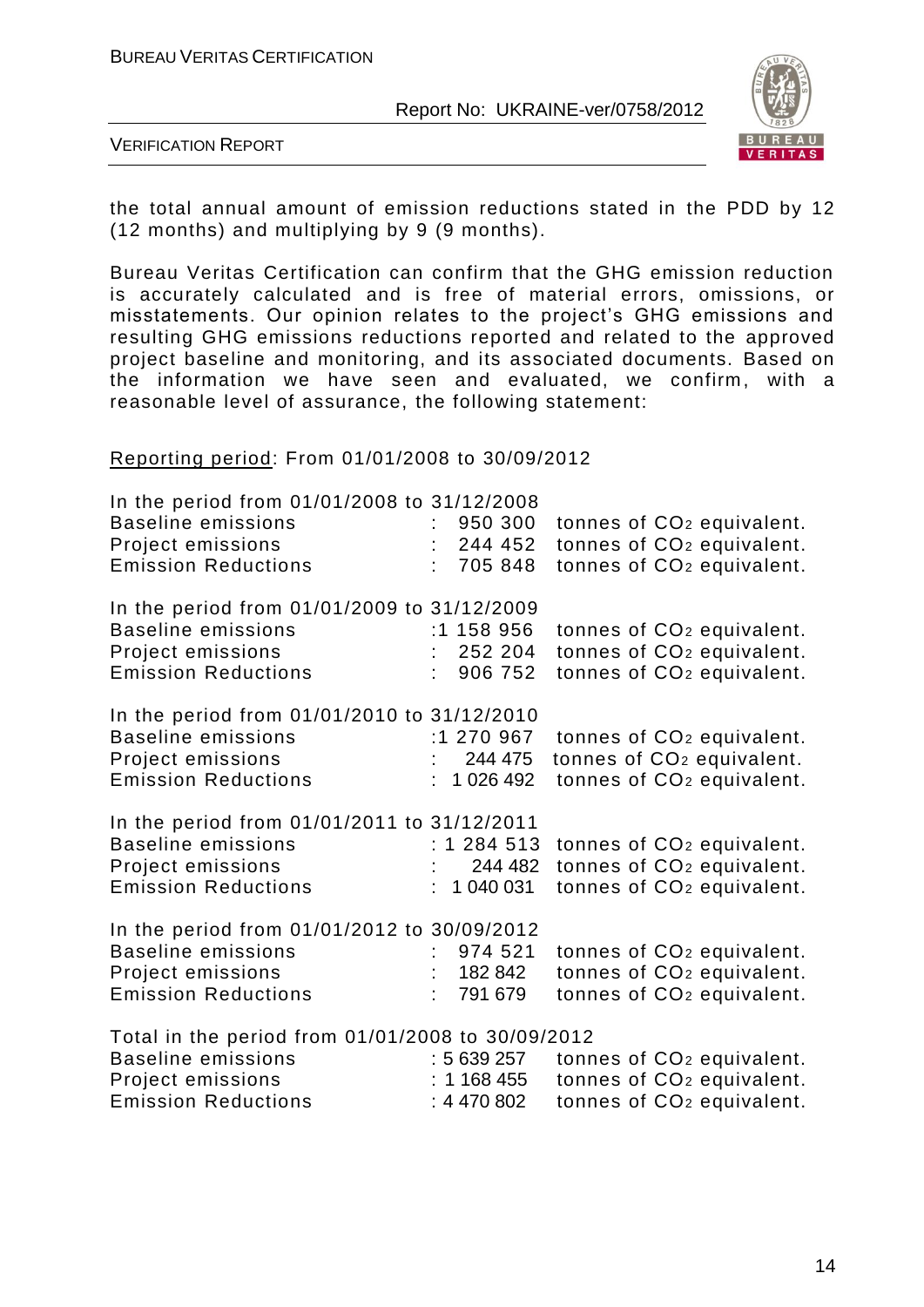the total annual amount of emission reductions stated in the PDD by 12 (12 months) and multiplying by 9 (9 months).

Bureau Veritas Certification can confirm that the GHG emission reduction is accurately calculated and is free of material errors, omissions, or misstatements. Our opinion relates to the project's GHG emissions and resulting GHG emissions reductions reported and related to the approved project baseline and monitoring, and its associated documents. Based on the information we have seen and evaluated, we confirm, with a reasonable level of assurance, the following statement:

Reporting period: From 01/01/2008 to 30/09/2012

In the period from 01/01/2008 to 31/12/2008
Baseline emissions : 950 300 tonnes of $CO_2$ equivalent.
Project emissions : 244 452 tonnes of $CO_2$ equivalent.
Emission Reductions : 705 848 tonnes of $CO_2$ equivalent.

In the period from 01/01/2009 to 31/12/2009
Baseline emissions :1 158 956 tonnes of $CO_2$ equivalent.
Project emissions : 252 204 tonnes of $CO_2$ equivalent.
Emission Reductions : 906 752 tonnes of $CO_2$ equivalent.

In the period from 01/01/2010 to 31/12/2010
Baseline emissions :1 270 967 tonnes of $CO_2$ equivalent.
Project emissions : 244 475 tonnes of $CO_2$ equivalent.
Emission Reductions : 1 026 492 tonnes of $CO_2$ equivalent.

In the period from 01/01/2011 to 31/12/2011
Baseline emissions : 1 284 513 tonnes of $CO_2$ equivalent.
Project emissions : 244 482 tonnes of $CO_2$ equivalent.
Emission Reductions : 1 040 031 tonnes of $CO_2$ equivalent.

In the period from 01/01/2012 to 30/09/2012
Baseline emissions : 974 521 tonnes of $CO_2$ equivalent.
Project emissions : 182 842 tonnes of $CO_2$ equivalent.
Emission Reductions : 791 679 tonnes of $CO_2$ equivalent.

Total in the period from 01/01/2008 to 30/09/2012
Baseline emissions : 5 639 257 tonnes of $CO_2$ equivalent.
Project emissions : 1 168 455 tonnes of $CO_2$ equivalent.
Emission Reductions : 4 470 802 tonnes of $CO_2$ equivalent.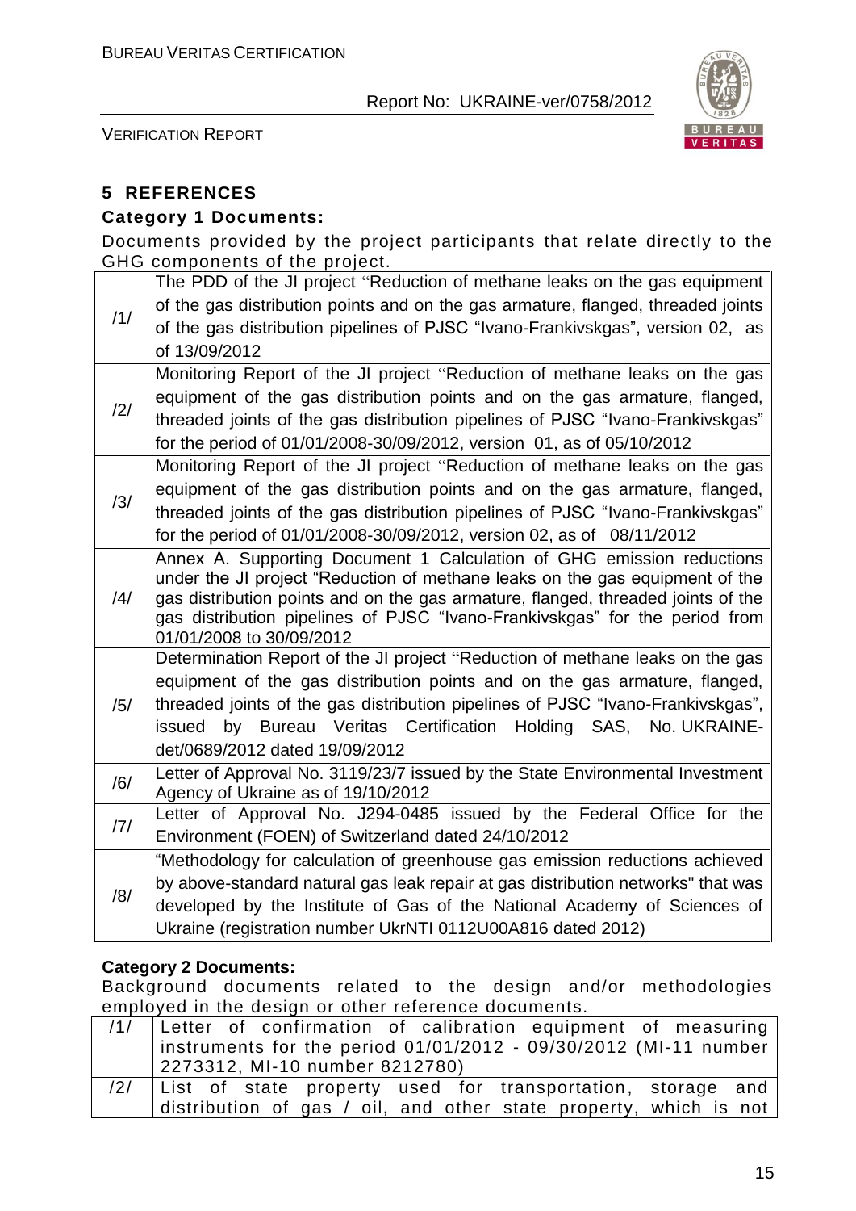## 5 REFERENCES

**Category 1 Documents:**

Documents provided by the project participants that relate directly to the GHG components of the project.

| | |
|---|---|
| /1/ | The PDD of the JI project "Reduction of methane leaks on the gas equipment of the gas distribution points and on the gas armature, flanged, threaded joints of the gas distribution pipelines of PJSC "Ivano-Frankivskgas", version 02, as of 13/09/2012 |
| /2/ | Monitoring Report of the JI project "Reduction of methane leaks on the gas equipment of the gas distribution points and on the gas armature, flanged, threaded joints of the gas distribution pipelines of PJSC "Ivano-Frankivskgas" for the period of 01/01/2008-30/09/2012, version 01, as of 05/10/2012 |
| /3/ | Monitoring Report of the JI project "Reduction of methane leaks on the gas equipment of the gas distribution points and on the gas armature, flanged, threaded joints of the gas distribution pipelines of PJSC "Ivano-Frankivskgas" for the period of 01/01/2008-30/09/2012, version 02, as of 08/11/2012 |
| /4/ | Annex A. Supporting Document 1 Calculation of GHG emission reductions under the JI project "Reduction of methane leaks on the gas equipment of the gas distribution points and on the gas armature, flanged, threaded joints of the gas distribution pipelines of PJSC "Ivano-Frankivskgas" for the period from 01/01/2008 to 30/09/2012 |
| /5/ | Determination Report of the JI project "Reduction of methane leaks on the gas equipment of the gas distribution points and on the gas armature, flanged, threaded joints of the gas distribution pipelines of PJSC "Ivano-Frankivskgas", issued by Bureau Veritas Certification Holding SAS, No. UKRAINE-det/0689/2012 dated 19/09/2012 |
| /6/ | Letter of Approval No. 3119/23/7 issued by the State Environmental Investment Agency of Ukraine as of 19/10/2012 |
| /7/ | Letter of Approval No. J294-0485 issued by the Federal Office for the Environment (FOEN) of Switzerland dated 24/10/2012 |
| /8/ | "Methodology for calculation of greenhouse gas emission reductions achieved by above-standard natural gas leak repair at gas distribution networks" that was developed by the Institute of Gas of the National Academy of Sciences of Ukraine (registration number UkrNTI 0112U00A816 dated 2012) |

**Category 2 Documents:**

Background documents related to the design and/or methodologies employed in the design or other reference documents.

| | |
|---|---|
| /1/ | Letter of confirmation of calibration equipment of measuring instruments for the period 01/01/2012 - 09/30/2012 (MI-11 number 2273312, MI-10 number 8212780) |
| /2/ | List of state property used for transportation, storage and distribution of gas / oil, and other state property, which is not |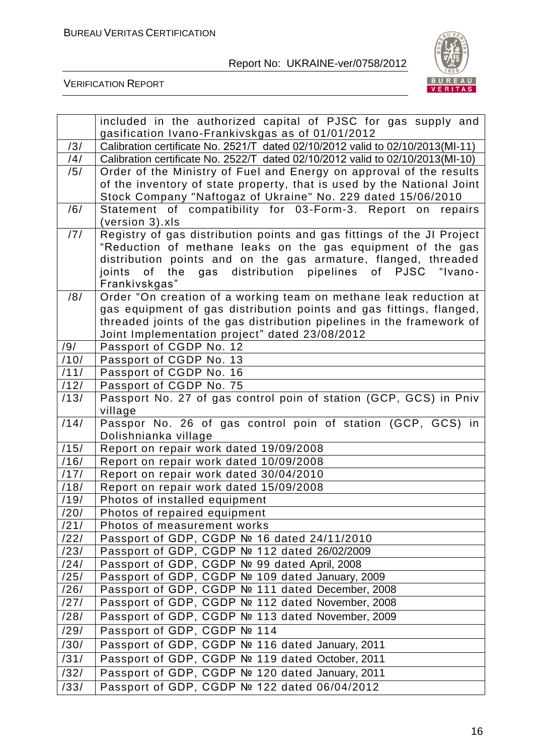| | |
|---|---|
| | included in the authorized capital of PJSC for gas supply and gasification Ivano-Frankivskgas as of 01/01/2012 |
| /3/ | Calibration certificate No. 2521/T dated 02/10/2012 valid to 02/10/2013(MI-11) |
| /4/ | Calibration certificate No. 2522/T dated 02/10/2012 valid to 02/10/2013(MI-10) |
| /5/ | Order of the Ministry of Fuel and Energy on approval of the results of the inventory of state property, that is used by the National Joint Stock Company "Naftogaz of Ukraine" No. 229 dated 15/06/2010 |
| /6/ | Statement of compatibility for 03-Form-3. Report on repairs (version 3).xls |
| /7/ | Registry of gas distribution points and gas fittings of the JI Project "Reduction of methane leaks on the gas equipment of the gas distribution points and on the gas armature, flanged, threaded joints of the gas distribution pipelines of PJSC "Ivano-Frankivskgas" |
| /8/ | Order "On creation of a working team on methane leak reduction at gas equipment of gas distribution points and gas fittings, flanged, threaded joints of the gas distribution pipelines in the framework of Joint Implementation project" dated 23/08/2012 |
| /9/ | Passport of CGDP No. 12 |
| /10/ | Passport of CGDP No. 13 |
| /11/ | Passport of CGDP No. 16 |
| /12/ | Passport of CGDP No. 75 |
| /13/ | Passport No. 27 of gas control poin of station (GCP, GCS) in Pniv village |
| /14/ | Passpor No. 26 of gas control poin of station (GCP, GCS) in Dolishnianka village |
| /15/ | Report on repair work dated 19/09/2008 |
| /16/ | Report on repair work dated 10/09/2008 |
| /17/ | Report on repair work dated 30/04/2010 |
| /18/ | Report on repair work dated 15/09/2008 |
| /19/ | Photos of installed equipment |
| /20/ | Photos of repaired equipment |
| /21/ | Photos of measurement works |
| /22/ | Passport of GDP, CGDP № 16 dated 24/11/2010 |
| /23/ | Passport of GDP, CGDP № 112 dated 26/02/2009 |
| /24/ | Passport of GDP, CGDP № 99 dated April, 2008 |
| /25/ | Passport of GDP, CGDP № 109 dated January, 2009 |
| /26/ | Passport of GDP, CGDP № 111 dated December, 2008 |
| /27/ | Passport of GDP, CGDP № 112 dated November, 2008 |
| /28/ | Passport of GDP, CGDP № 113 dated November, 2009 |
| /29/ | Passport of GDP, CGDP № 114 |
| /30/ | Passport of GDP, CGDP № 116 dated January, 2011 |
| /31/ | Passport of GDP, CGDP № 119 dated October, 2011 |
| /32/ | Passport of GDP, CGDP № 120 dated January, 2011 |
| /33/ | Passport of GDP, CGDP № 122 dated 06/04/2012 |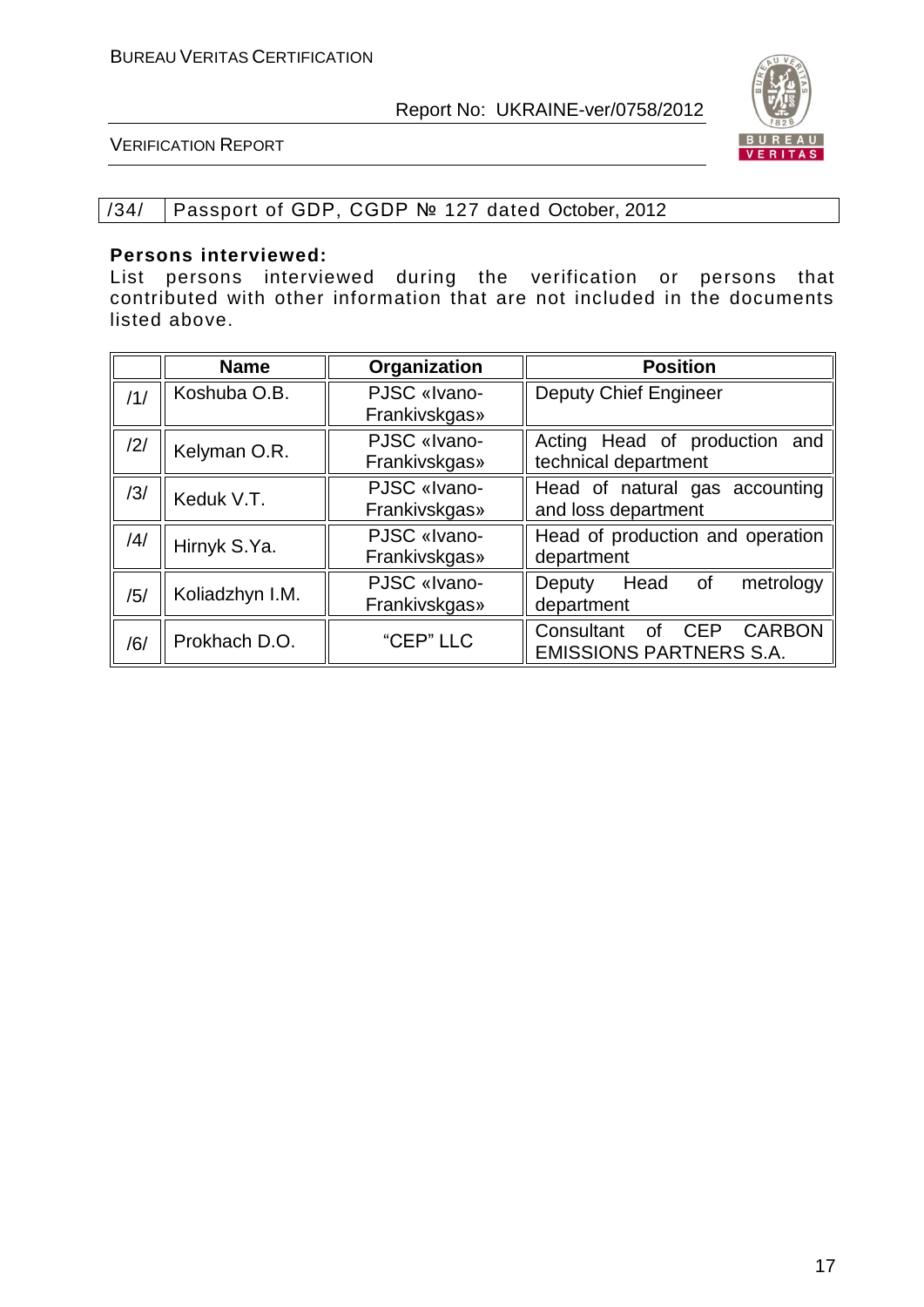| /34/ | Passport of GDP, CGDP № 127 dated October, 2012 |
|---|---|

**Persons interviewed:**

List persons interviewed during the verification or persons that contributed with other information that are not included in the documents listed above.

| | Name | Organization | Position |
|---|---|---|---|
| /1/ | Koshuba O.B. | PJSC «Ivano-Frankivskgas» | Deputy Chief Engineer |
| /2/ | Kelyman O.R. | PJSC «Ivano-Frankivskgas» | Acting Head of production and technical department |
| /3/ | Keduk V.T. | PJSC «Ivano-Frankivskgas» | Head of natural gas accounting and loss department |
| /4/ | Hirnyk S.Ya. | PJSC «Ivano-Frankivskgas» | Head of production and operation department |
| /5/ | Koliadzhyn I.M. | PJSC «Ivano-Frankivskgas» | Deputy Head of metrology department |
| /6/ | Prokhach D.O. | "CEP" LLC | Consultant of CEP CARBON EMISSIONS PARTNERS S.A. |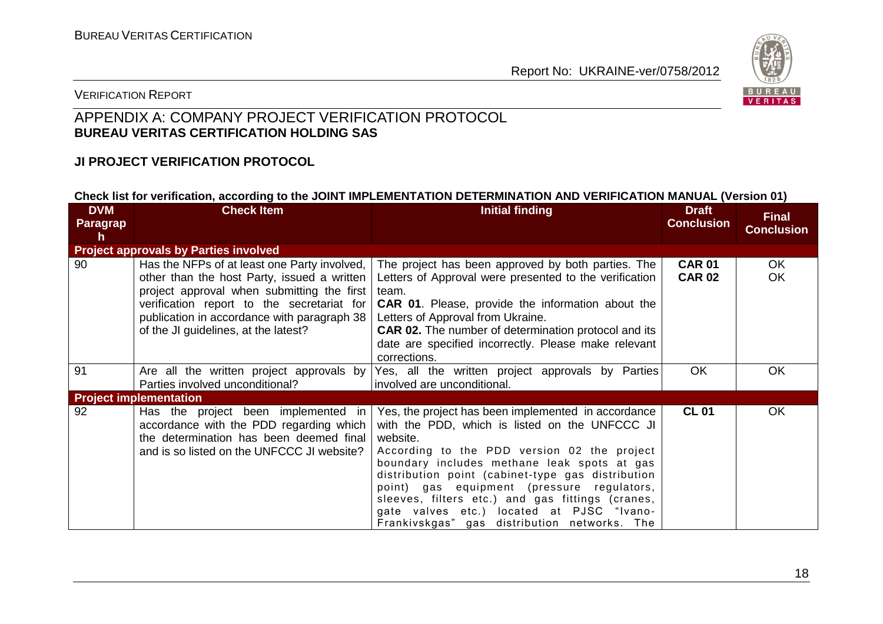# APPENDIX A: COMPANY PROJECT VERIFICATION PROTOCOL

**BUREAU VERITAS CERTIFICATION HOLDING SAS**

**JI PROJECT VERIFICATION PROTOCOL**

**Check list for verification, according to the JOINT IMPLEMENTATION DETERMINATION AND VERIFICATION MANUAL (Version 01)**

| DVM Paragraph | Check Item | Initial finding | Draft Conclusion | Final Conclusion |
|---|---|---|---|---|
| **Project approvals by Parties involved** | | | | |
| 90 | Has the NFPs of at least one Party involved, other than the host Party, issued a written project approval when submitting the first verification report to the secretariat for publication in accordance with paragraph 38 of the JI guidelines, at the latest? | The project has been approved by both parties. The Letters of Approval were presented to the verification team.<br>**CAR 01**. Please, provide the information about the Letters of Approval from Ukraine.<br>**CAR 02.** The number of determination protocol and its date are specified incorrectly. Please make relevant corrections. | **CAR 01**<br>**CAR 02** | OK<br>OK |
| 91 | Are all the written project approvals by Parties involved unconditional? | Yes, all the written project approvals by Parties involved are unconditional. | OK | OK |
| **Project implementation** | | | | |
| 92 | Has the project been implemented in accordance with the PDD regarding which the determination has been deemed final and is so listed on the UNFCCC JI website? | Yes, the project has been implemented in accordance with the PDD, which is listed on the UNFCCC JI website.<br>According to the PDD version 02 the project boundary includes methane leak spots at gas distribution point (cabinet-type gas distribution point) gas equipment (pressure regulators, sleeves, filters etc.) and gas fittings (cranes, gate valves etc.) located at PJSC "Ivano-Frankivskgas" gas distribution networks. The | **CL 01** | OK |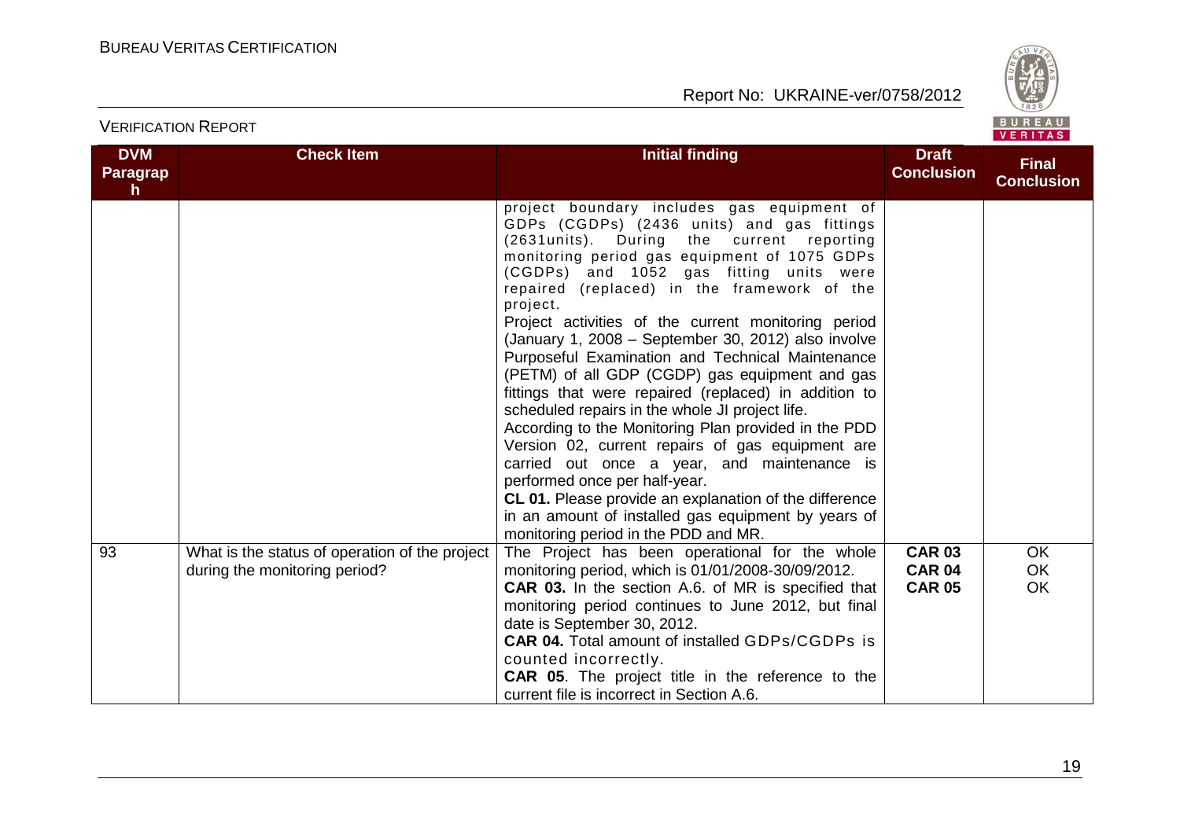| DVM Paragraph | Check Item | Initial finding | Draft Conclusion | Final Conclusion |
|---|---|---|---|---|
| | | project boundary includes gas equipment of GDPs (CGDPs) (2436 units) and gas fittings (2631units). During the current reporting monitoring period gas equipment of 1075 GDPs (CGDPs) and 1052 gas fitting units were repaired (replaced) in the framework of the project.<br>Project activities of the current monitoring period (January 1, 2008 – September 30, 2012) also involve Purposeful Examination and Technical Maintenance (PETM) of all GDP (CGDP) gas equipment and gas fittings that were repaired (replaced) in addition to scheduled repairs in the whole JI project life.<br>According to the Monitoring Plan provided in the PDD Version 02, current repairs of gas equipment are carried out once a year, and maintenance is performed once per half-year.<br>**CL 01.** Please provide an explanation of the difference in an amount of installed gas equipment by years of monitoring period in the PDD and MR. | | |
| 93 | What is the status of operation of the project during the monitoring period? | The Project has been operational for the whole monitoring period, which is 01/01/2008-30/09/2012.<br>**CAR 03.** In the section A.6. of MR is specified that monitoring period continues to June 2012, but final date is September 30, 2012.<br>**CAR 04.** Total amount of installed GDPs/CGDPs is counted incorrectly.<br>**CAR 05**. The project title in the reference to the current file is incorrect in Section A.6. | **CAR 03**<br>**CAR 04**<br>**CAR 05** | OK<br>OK<br>OK |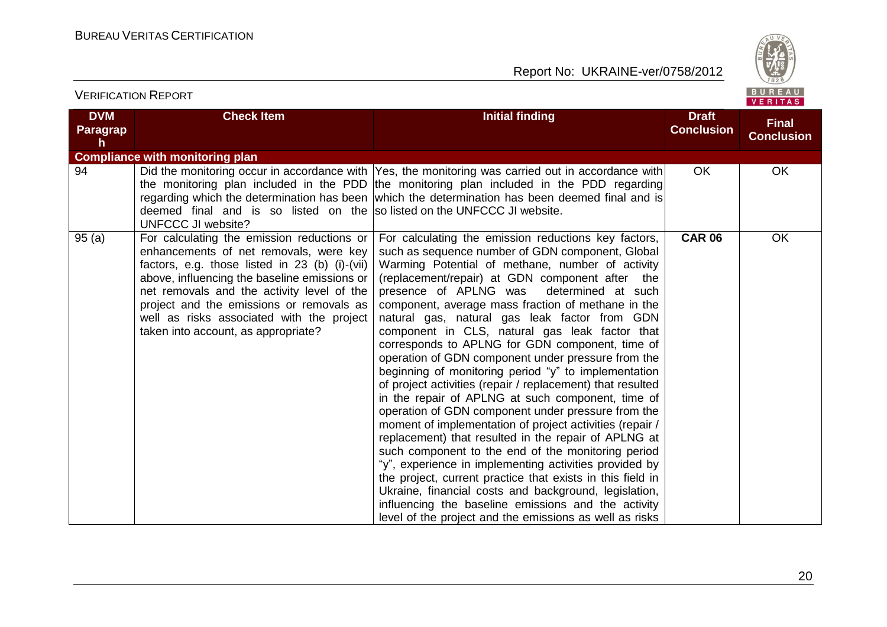| DVM Paragraph | Check Item | Initial finding | Draft Conclusion | Final Conclusion |
|---|---|---|---|---|
| **Compliance with monitoring plan** | | | | |
| 94 | Did the monitoring occur in accordance with the monitoring plan included in the PDD regarding which the determination has been deemed final and is so listed on the UNFCCC JI website? | Yes, the monitoring was carried out in accordance with the monitoring plan included in the PDD regarding which the determination has been deemed final and is so listed on the UNFCCC JI website. | OK | OK |
| 95 (a) | For calculating the emission reductions or enhancements of net removals, were key factors, e.g. those listed in 23 (b) (i)-(vii) above, influencing the baseline emissions or net removals and the activity level of the project and the emissions or removals as well as risks associated with the project taken into account, as appropriate? | For calculating the emission reductions key factors, such as sequence number of GDN component, Global Warming Potential of methane, number of activity (replacement/repair) at GDN component after the presence of APLNG was determined at such component, average mass fraction of methane in the natural gas, natural gas leak factor from GDN component in CLS, natural gas leak factor that corresponds to APLNG for GDN component, time of operation of GDN component under pressure from the beginning of monitoring period "y" to implementation of project activities (repair / replacement) that resulted in the repair of APLNG at such component, time of operation of GDN component under pressure from the moment of implementation of project activities (repair / replacement) that resulted in the repair of APLNG at such component to the end of the monitoring period "y", experience in implementing activities provided by the project, current practice that exists in this field in Ukraine, financial costs and background, legislation, influencing the baseline emissions and the activity level of the project and the emissions as well as risks | **CAR 06** | OK |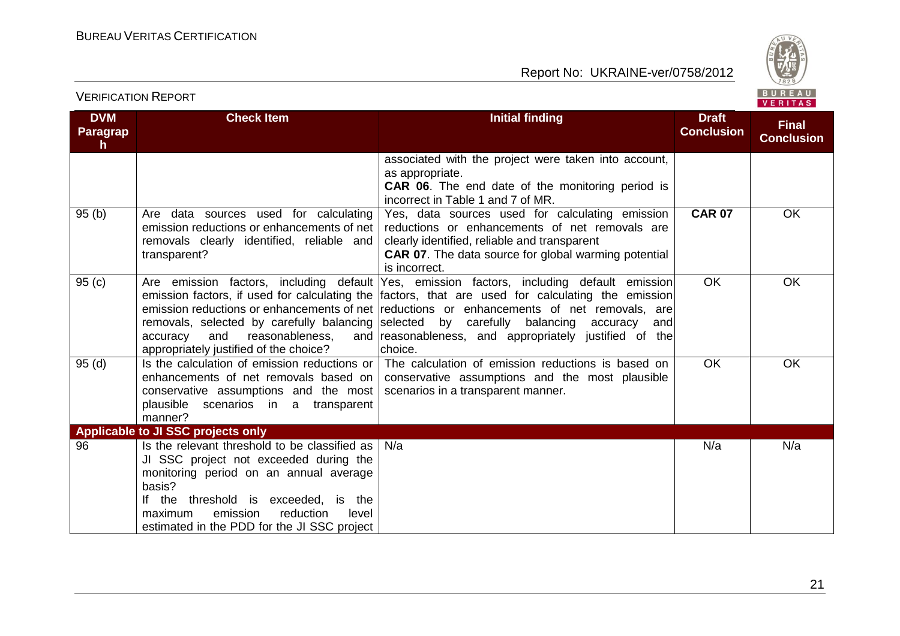| DVM Paragraph | Check Item | Initial finding | Draft Conclusion | Final Conclusion |
|---|---|---|---|---|
| | | associated with the project were taken into account, as appropriate. **CAR 06**. The end date of the monitoring period is incorrect in Table 1 and 7 of MR. | | |
| 95 (b) | Are data sources used for calculating emission reductions or enhancements of net removals clearly identified, reliable and transparent? | Yes, data sources used for calculating emission reductions or enhancements of net removals are clearly identified, reliable and transparent **CAR 07**. The data source for global warming potential is incorrect. | **CAR 07** | OK |
| 95 (c) | Are emission factors, including default emission factors, if used for calculating the emission reductions or enhancements of net removals, selected by carefully balancing accuracy and reasonableness, and appropriately justified of the choice? | Yes, emission factors, including default emission factors, that are used for calculating the emission reductions or enhancements of net removals, are selected by carefully balancing accuracy and reasonableness, and appropriately justified of the choice. | OK | OK |
| 95 (d) | Is the calculation of emission reductions or enhancements of net removals based on conservative assumptions and the most plausible scenarios in a transparent manner? | The calculation of emission reductions is based on conservative assumptions and the most plausible scenarios in a transparent manner. | OK | OK |
| **Applicable to JI SSC projects only** | | | | |
| 96 | Is the relevant threshold to be classified as JI SSC project not exceeded during the monitoring period on an annual average basis? If the threshold is exceeded, is the maximum emission reduction level estimated in the PDD for the JI SSC project | N/a | N/a | N/a |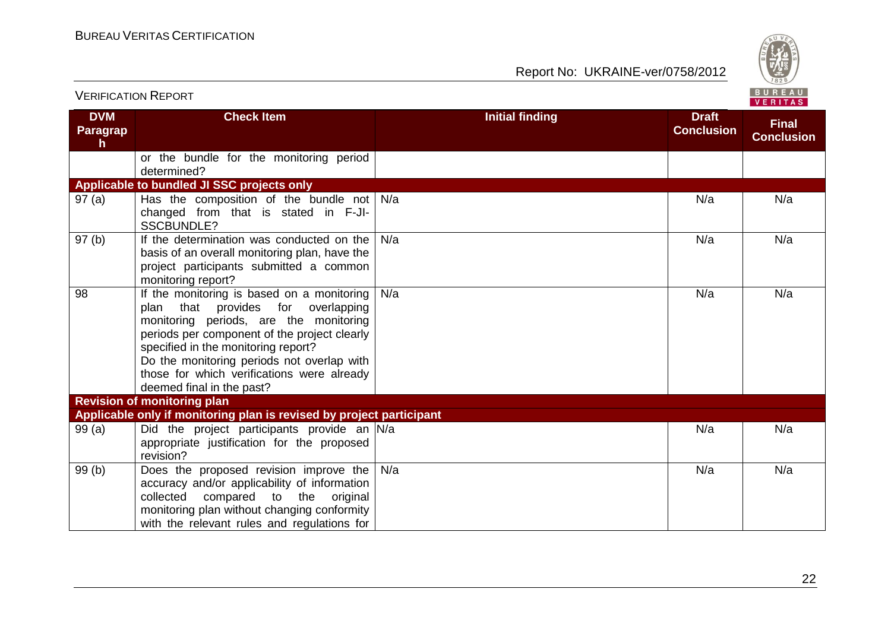| DVM Paragraph | Check Item | Initial finding | Draft Conclusion | Final Conclusion |
|---|---|---|---|---|
| | or the bundle for the monitoring period determined? | | | |
| **Applicable to bundled JI SSC projects only** | | | | |
| 97 (a) | Has the composition of the bundle not changed from that is stated in F-JI-SSCBUNDLE? | N/a | N/a | N/a |
| 97 (b) | If the determination was conducted on the basis of an overall monitoring plan, have the project participants submitted a common monitoring report? | N/a | N/a | N/a |
| 98 | If the monitoring is based on a monitoring plan that provides for overlapping monitoring periods, are the monitoring periods per component of the project clearly specified in the monitoring report? Do the monitoring periods not overlap with those for which verifications were already deemed final in the past? | N/a | N/a | N/a |
| **Revision of monitoring plan** | | | | |
| **Applicable only if monitoring plan is revised by project participant** | | | | |
| 99 (a) | Did the project participants provide an appropriate justification for the proposed revision? | N/a | N/a | N/a |
| 99 (b) | Does the proposed revision improve the accuracy and/or applicability of information collected compared to the original monitoring plan without changing conformity with the relevant rules and regulations for | N/a | N/a | N/a |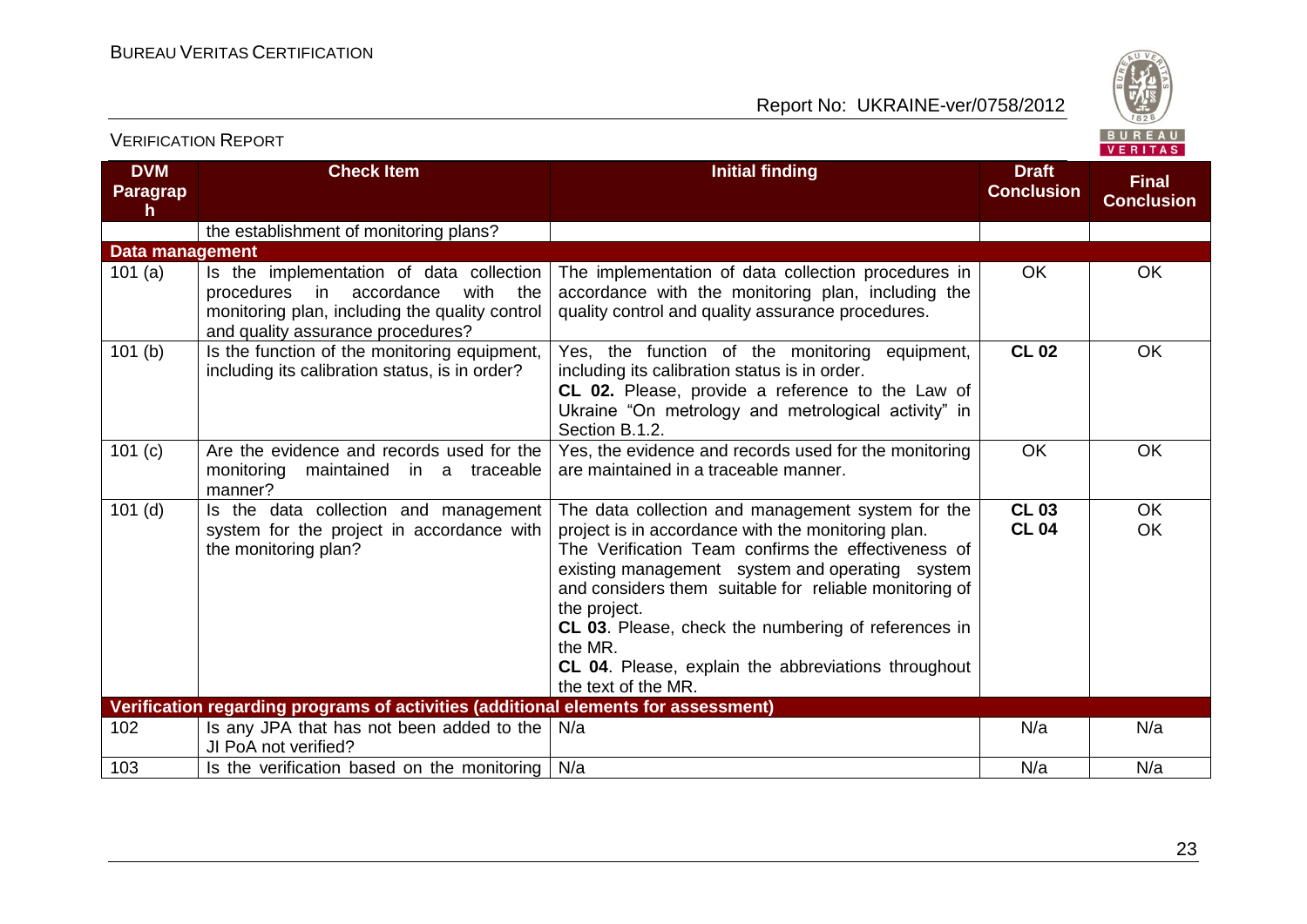| DVM Paragraph | Check Item | Initial finding | Draft Conclusion | Final Conclusion |
|---|---|---|---|---|
| | the establishment of monitoring plans? | | | |
| **Data management** | | | | |
| 101 (a) | Is the implementation of data collection procedures in accordance with the monitoring plan, including the quality control and quality assurance procedures? | The implementation of data collection procedures in accordance with the monitoring plan, including the quality control and quality assurance procedures. | OK | OK |
| 101 (b) | Is the function of the monitoring equipment, including its calibration status, is in order? | Yes, the function of the monitoring equipment, including its calibration status is in order.<br>**CL 02.** Please, provide a reference to the Law of Ukraine "On metrology and metrological activity" in Section B.1.2. | **CL 02** | OK |
| 101 (c) | Are the evidence and records used for the monitoring maintained in a traceable manner? | Yes, the evidence and records used for the monitoring are maintained in a traceable manner. | OK | OK |
| 101 (d) | Is the data collection and management system for the project in accordance with the monitoring plan? | The data collection and management system for the project is in accordance with the monitoring plan.<br>The Verification Team confirms the effectiveness of existing management system and operating system and considers them suitable for reliable monitoring of the project.<br>**CL 03**. Please, check the numbering of references in the MR.<br>**CL 04**. Please, explain the abbreviations throughout the text of the MR. | **CL 03**<br>**CL 04** | OK<br>OK |
| **Verification regarding programs of activities (additional elements for assessment)** | | | | |
| 102 | Is any JPA that has not been added to the JI PoA not verified? | N/a | N/a | N/a |
| 103 | Is the verification based on the monitoring | N/a | N/a | N/a |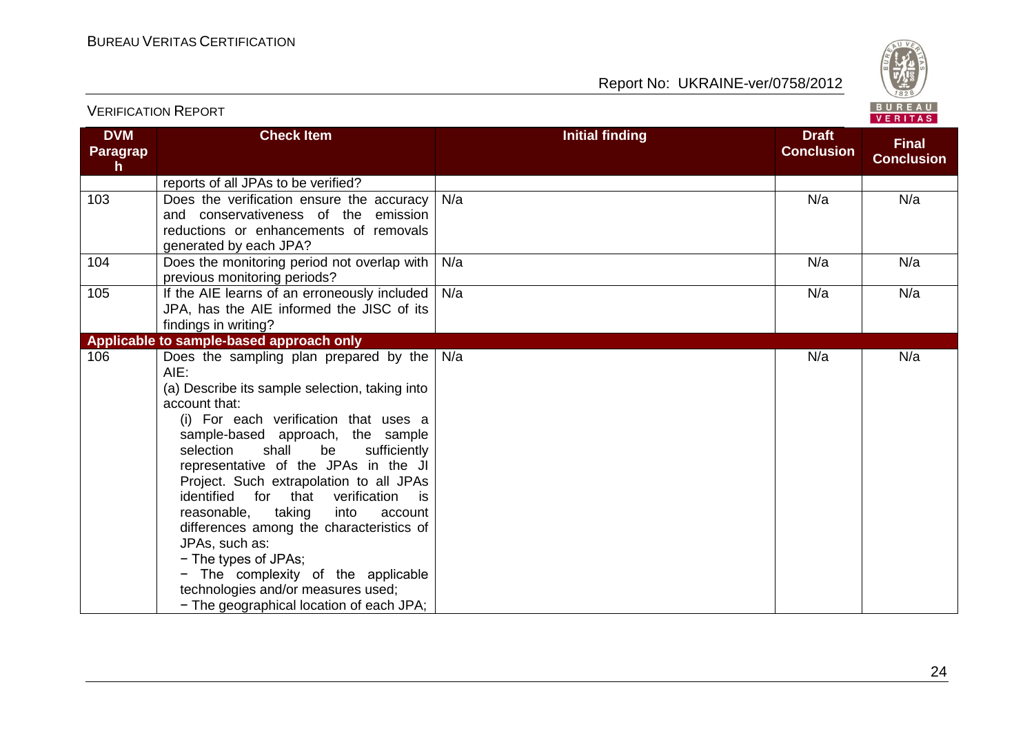| DVM Paragraph | Check Item | Initial finding | Draft Conclusion | Final Conclusion |
|---|---|---|---|---|
| | reports of all JPAs to be verified? | | | |
| 103 | Does the verification ensure the accuracy and conservativeness of the emission reductions or enhancements of removals generated by each JPA? | N/a | N/a | N/a |
| 104 | Does the monitoring period not overlap with previous monitoring periods? | N/a | N/a | N/a |
| 105 | If the AIE learns of an erroneously included JPA, has the AIE informed the JISC of its findings in writing? | N/a | N/a | N/a |
| **Applicable to sample-based approach only** | | | | |
| 106 | Does the sampling plan prepared by the AIE:<br>(a) Describe its sample selection, taking into account that:<br>(i) For each verification that uses a sample-based approach, the sample selection shall be sufficiently representative of the JPAs in the JI Project. Such extrapolation to all JPAs identified for that verification is reasonable, taking into account differences among the characteristics of JPAs, such as:<br>− The types of JPAs;<br>− The complexity of the applicable technologies and/or measures used;<br>− The geographical location of each JPA; | N/a | N/a | N/a |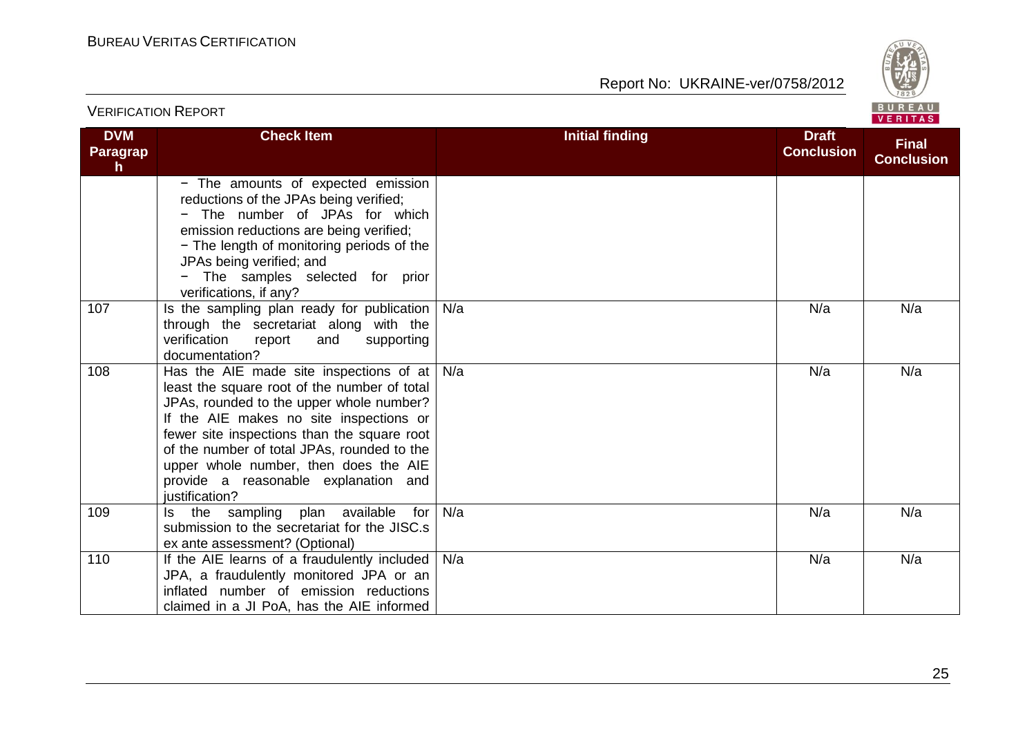| DVM Paragraph | Check Item | Initial finding | Draft Conclusion | Final Conclusion |
|---|---|---|---|---|
| | − The amounts of expected emission reductions of the JPAs being verified;<br>− The number of JPAs for which emission reductions are being verified;<br>− The length of monitoring periods of the JPAs being verified; and<br>− The samples selected for prior verifications, if any? | | | |
| 107 | Is the sampling plan ready for publication through the secretariat along with the verification report and supporting documentation? | N/a | N/a | N/a |
| 108 | Has the AIE made site inspections of at least the square root of the number of total JPAs, rounded to the upper whole number? If the AIE makes no site inspections or fewer site inspections than the square root of the number of total JPAs, rounded to the upper whole number, then does the AIE provide a reasonable explanation and justification? | N/a | N/a | N/a |
| 109 | Is the sampling plan available for submission to the secretariat for the JISC.s ex ante assessment? (Optional) | N/a | N/a | N/a |
| 110 | If the AIE learns of a fraudulently included JPA, a fraudulently monitored JPA or an inflated number of emission reductions claimed in a JI PoA, has the AIE informed | N/a | N/a | N/a |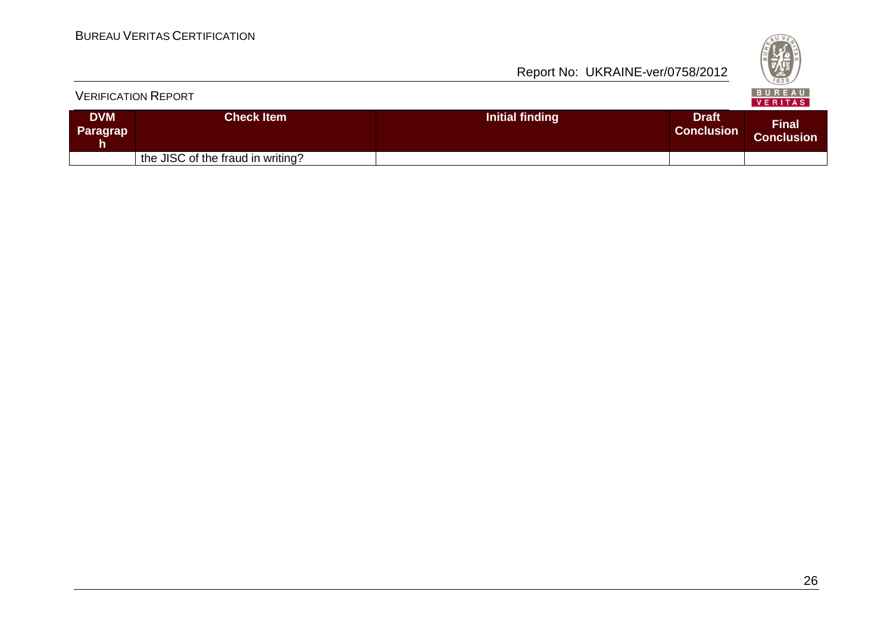| DVM Paragraph | Check Item | Initial finding | Draft Conclusion | Final Conclusion |
|---|---|---|---|---|
| | the JISC of the fraud in writing? | | | |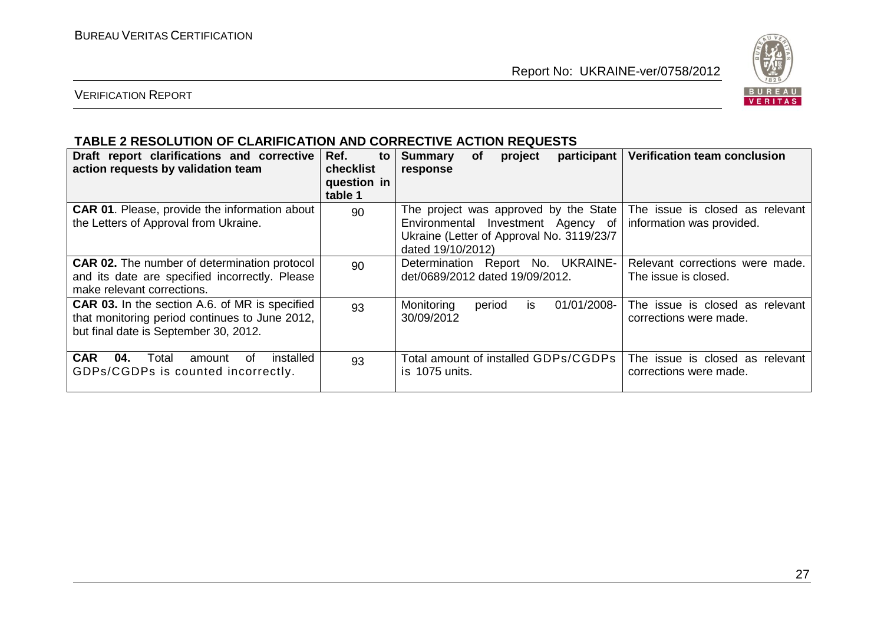**TABLE 2 RESOLUTION OF CLARIFICATION AND CORRECTIVE ACTION REQUESTS**

| Draft report clarifications and corrective action requests by validation team | Ref. to checklist question in table 1 | Summary of project participant response | Verification team conclusion |
|---|---|---|---|
| **CAR 01**. Please, provide the information about the Letters of Approval from Ukraine. | 90 | The project was approved by the State Environmental Investment Agency of Ukraine (Letter of Approval No. 3119/23/7 dated 19/10/2012) | The issue is closed as relevant information was provided. |
| **CAR 02.** The number of determination protocol and its date are specified incorrectly. Please make relevant corrections. | 90 | Determination Report No. UKRAINE-det/0689/2012 dated 19/09/2012. | Relevant corrections were made. The issue is closed. |
| **CAR 03.** In the section A.6. of MR is specified that monitoring period continues to June 2012, but final date is September 30, 2012. | 93 | Monitoring period is 01/01/2008-30/09/2012 | The issue is closed as relevant corrections were made. |
| **CAR 04.** Total amount of installed GDPs/CGDPs is counted incorrectly. | 93 | Total amount of installed GDPs/CGDPs is 1075 units. | The issue is closed as relevant corrections were made. |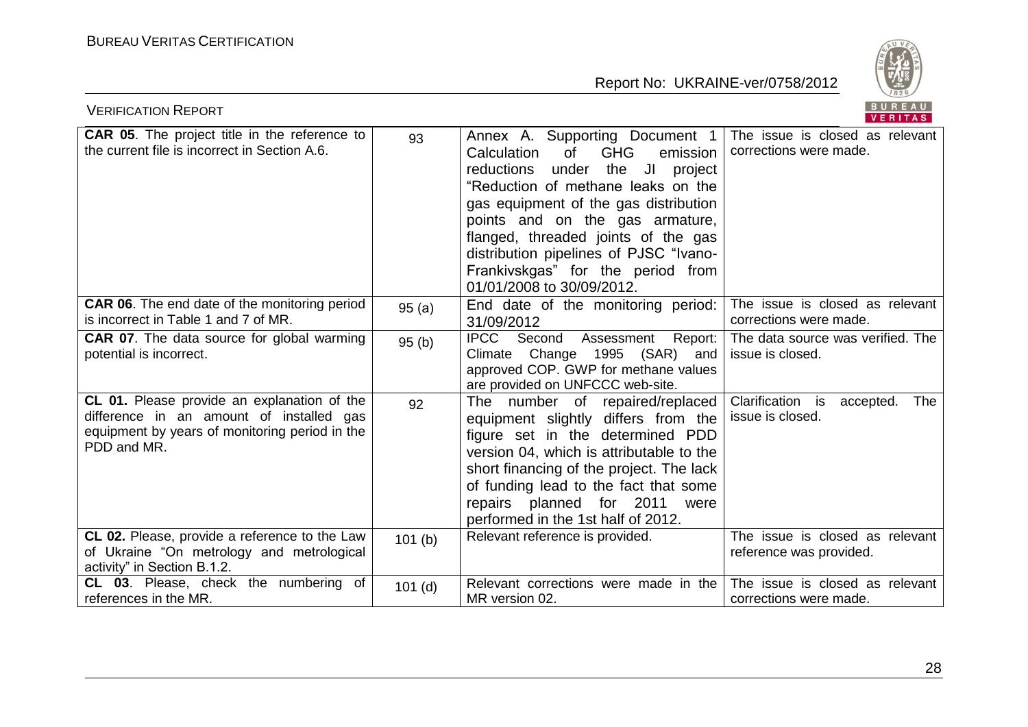| **CAR 05**. The project title in the reference to the current file is incorrect in Section A.6. | 93 | Annex A. Supporting Document 1 Calculation of GHG emission reductions under the JI project "Reduction of methane leaks on the gas equipment of the gas distribution points and on the gas armature, flanged, threaded joints of the gas distribution pipelines of PJSC "Ivano-Frankivskgas" for the period from 01/01/2008 to 30/09/2012. | The issue is closed as relevant corrections were made. |
|---|---|---|---|
| **CAR 06**. The end date of the monitoring period is incorrect in Table 1 and 7 of MR. | 95 (a) | End date of the monitoring period: 31/09/2012 | The issue is closed as relevant corrections were made. |
| **CAR 07**. The data source for global warming potential is incorrect. | 95 (b) | IPCC Second Assessment Report: Climate Change 1995 (SAR) and approved COP. GWP for methane values are provided on UNFCCC web-site. | The data source was verified. The issue is closed. |
| **CL 01.** Please provide an explanation of the difference in an amount of installed gas equipment by years of monitoring period in the PDD and MR. | 92 | The number of repaired/replaced equipment slightly differs from the figure set in the determined PDD version 04, which is attributable to the short financing of the project. The lack of funding lead to the fact that some repairs planned for 2011 were performed in the 1st half of 2012. | Clarification is accepted. The issue is closed. |
| **CL 02.** Please, provide a reference to the Law of Ukraine "On metrology and metrological activity" in Section B.1.2. | 101 (b) | Relevant reference is provided. | The issue is closed as relevant reference was provided. |
| **CL 03**. Please, check the numbering of references in the MR. | 101 (d) | Relevant corrections were made in the MR version 02. | The issue is closed as relevant corrections were made. |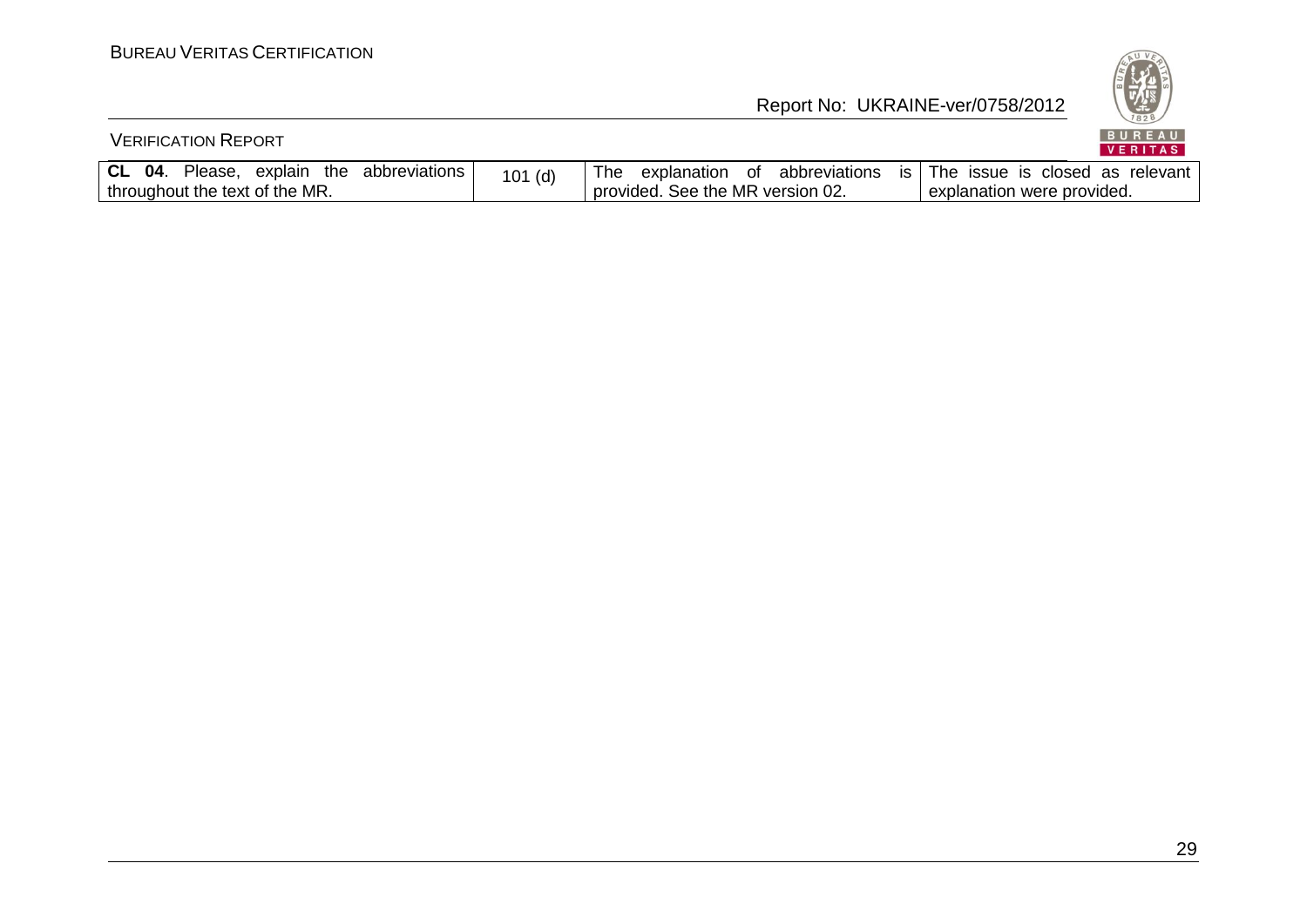| | | | |
|---|---|---|---|
| **CL 04**. Please, explain the abbreviations throughout the text of the MR. | 101 (d) | The explanation of abbreviations is provided. See the MR version 02. | The issue is closed as relevant explanation were provided. |